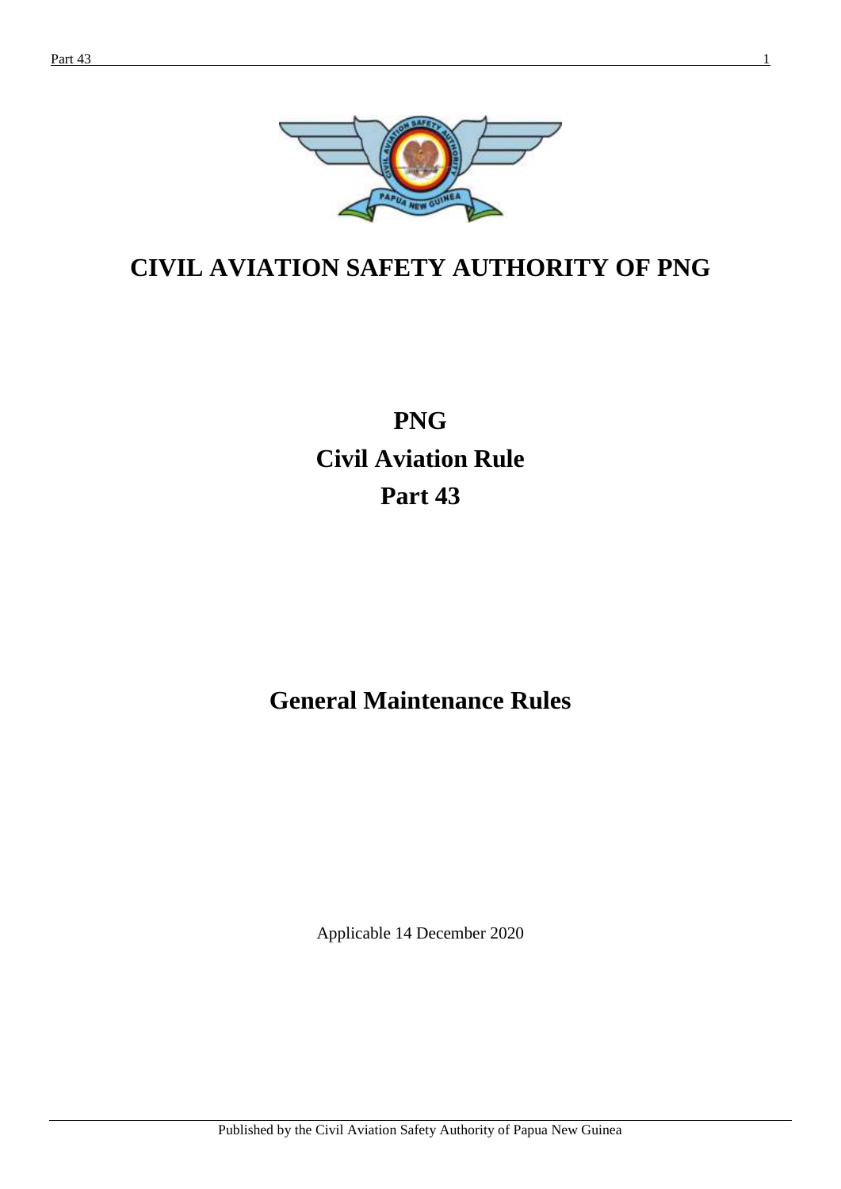# CIVIL AVIATION SAFETY AUTHORITY OF PNG

# PNG
# Civil Aviation Rule
# Part 43

## General Maintenance Rules

Applicable 14 December 2020

Published by the Civil Aviation Safety Authority of Papua New Guinea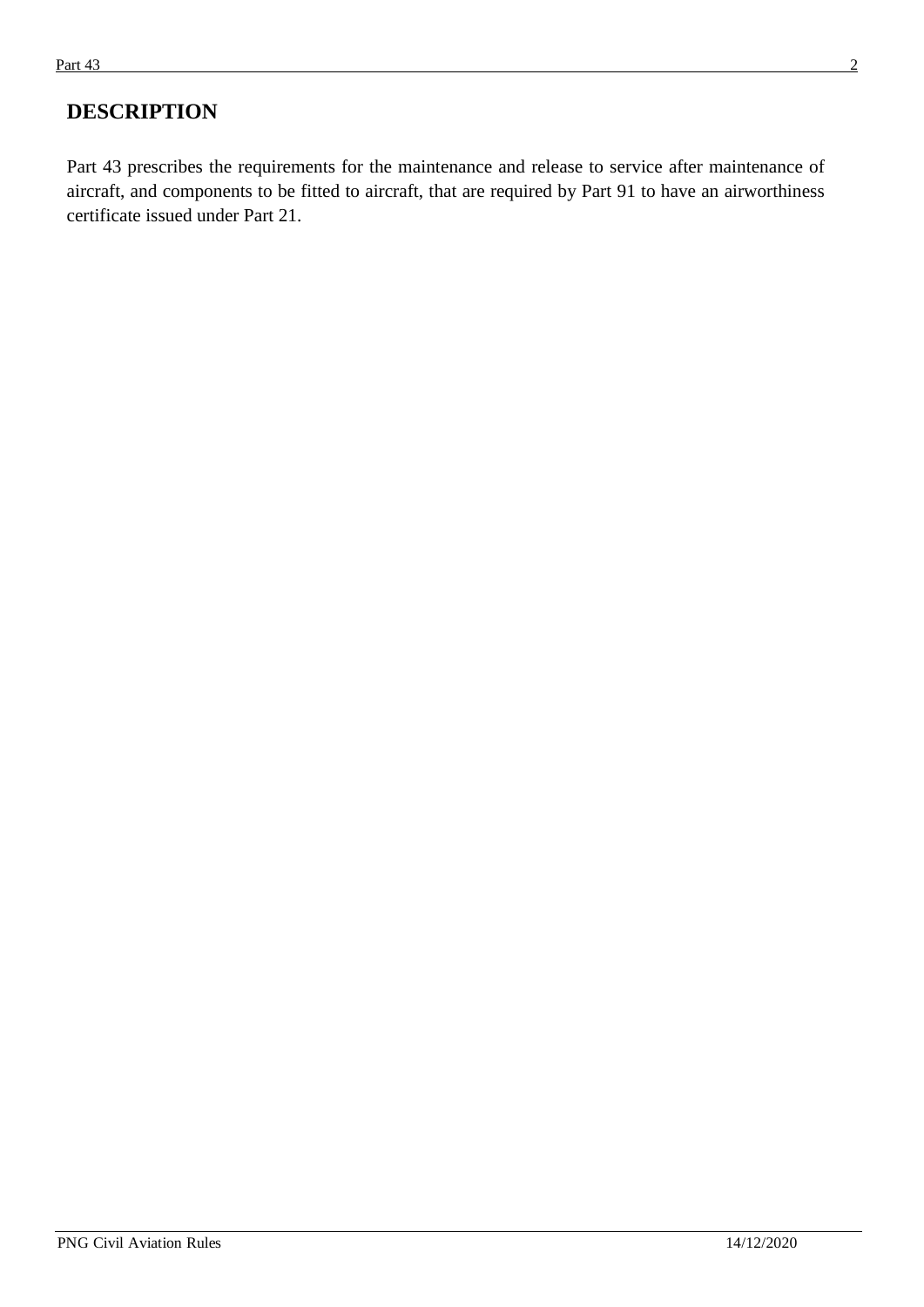## DESCRIPTION

Part 43 prescribes the requirements for the maintenance and release to service after maintenance of aircraft, and components to be fitted to aircraft, that are required by Part 91 to have an airworthiness certificate issued under Part 21.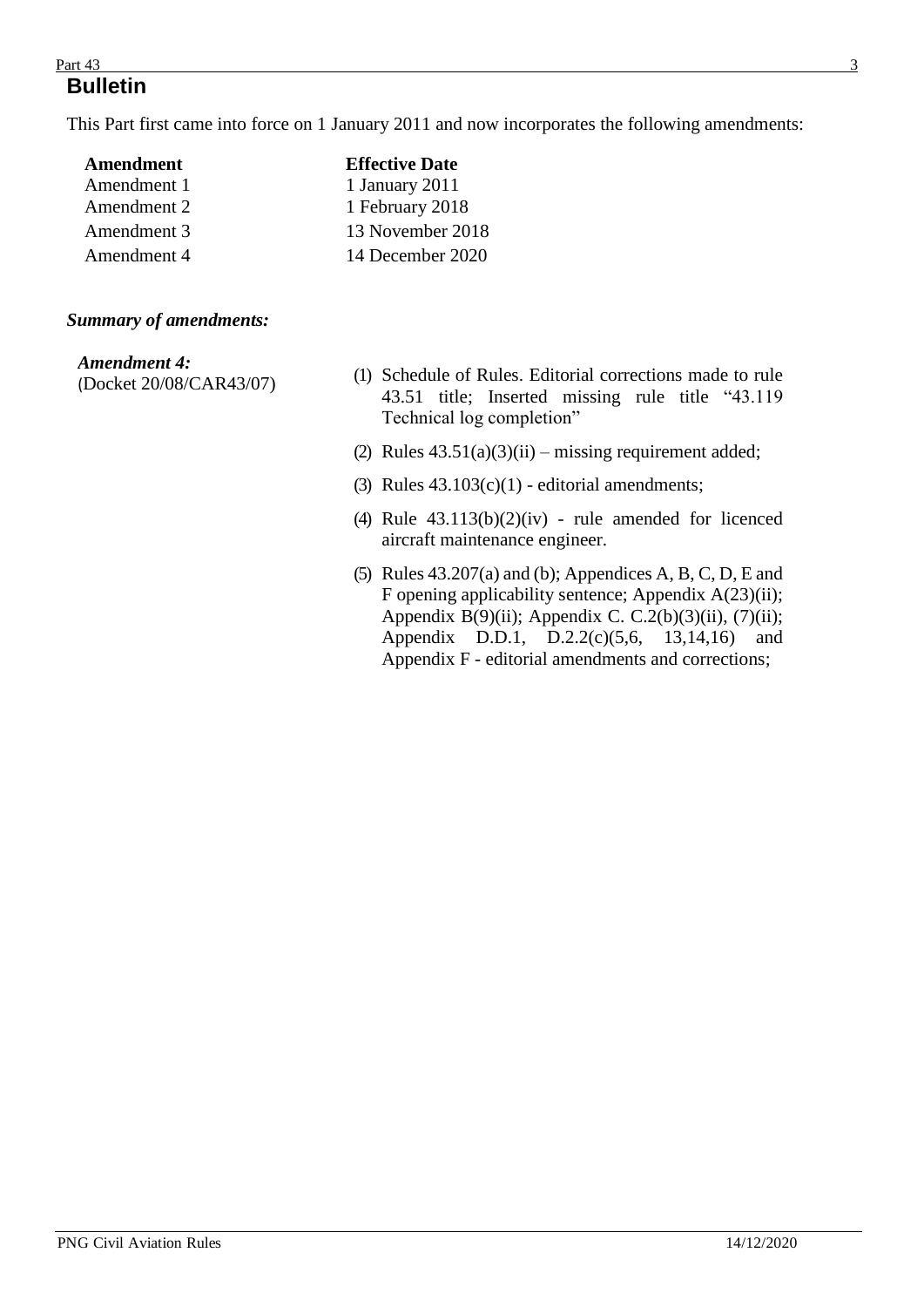# Bulletin

This Part first came into force on 1 January 2011 and now incorporates the following amendments:

| Amendment | Effective Date |
|---|---|
| Amendment 1 | 1 January 2011 |
| Amendment 2 | 1 February 2018 |
| Amendment 3 | 13 November 2018 |
| Amendment 4 | 14 December 2020 |

***Summary of amendments:***

***Amendment 4:***
(Docket 20/08/CAR43/07)

(1) Schedule of Rules. Editorial corrections made to rule 43.51 title; Inserted missing rule title "43.119 Technical log completion"

(2) Rules 43.51(a)(3)(ii) – missing requirement added;

(3) Rules 43.103(c)(1) - editorial amendments;

(4) Rule 43.113(b)(2)(iv) - rule amended for licenced aircraft maintenance engineer.

(5) Rules 43.207(a) and (b); Appendices A, B, C, D, E and F opening applicability sentence; Appendix A(23)(ii); Appendix B(9)(ii); Appendix C. C.2(b)(3)(ii), (7)(ii); Appendix D.D.1, D.2.2(c)(5,6, 13,14,16) and Appendix F - editorial amendments and corrections;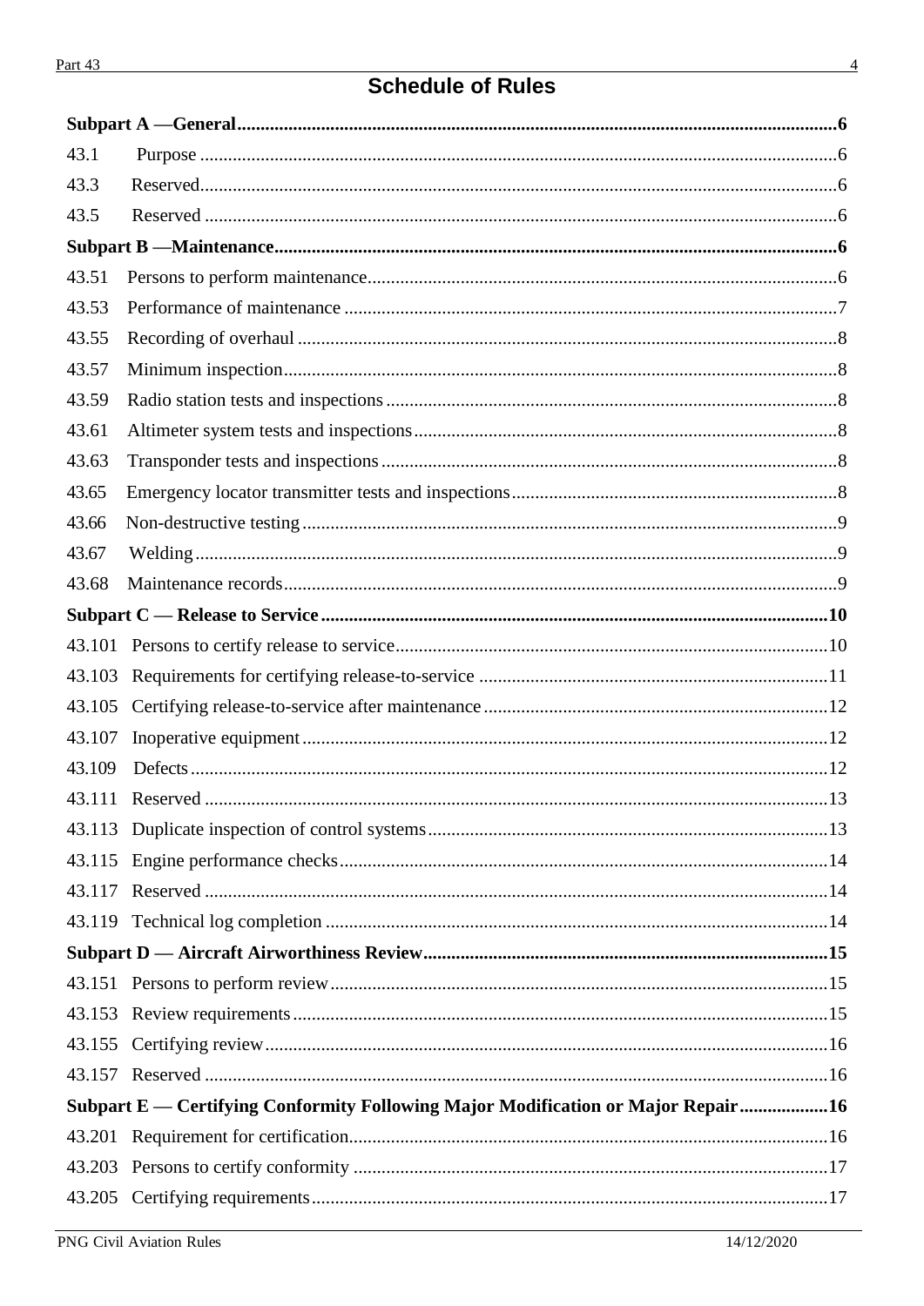# Schedule of Rules

**Subpart A —General** 6

43.1 Purpose 6

43.3 Reserved 6

43.5 Reserved 6

**Subpart B —Maintenance** 6

43.51 Persons to perform maintenance 6

43.53 Performance of maintenance 7

43.55 Recording of overhaul 8

43.57 Minimum inspection 8

43.59 Radio station tests and inspections 8

43.61 Altimeter system tests and inspections 8

43.63 Transponder tests and inspections 8

43.65 Emergency locator transmitter tests and inspections 8

43.66 Non-destructive testing 9

43.67 Welding 9

43.68 Maintenance records 9

**Subpart C — Release to Service** 10

43.101 Persons to certify release to service 10

43.103 Requirements for certifying release-to-service 11

43.105 Certifying release-to-service after maintenance 12

43.107 Inoperative equipment 12

43.109 Defects 12

43.111 Reserved 13

43.113 Duplicate inspection of control systems 13

43.115 Engine performance checks 14

43.117 Reserved 14

43.119 Technical log completion 14

**Subpart D — Aircraft Airworthiness Review** 15

43.151 Persons to perform review 15

43.153 Review requirements 15

43.155 Certifying review 16

43.157 Reserved 16

**Subpart E — Certifying Conformity Following Major Modification or Major Repair** 16

43.201 Requirement for certification 16

43.203 Persons to certify conformity 17

43.205 Certifying requirements 17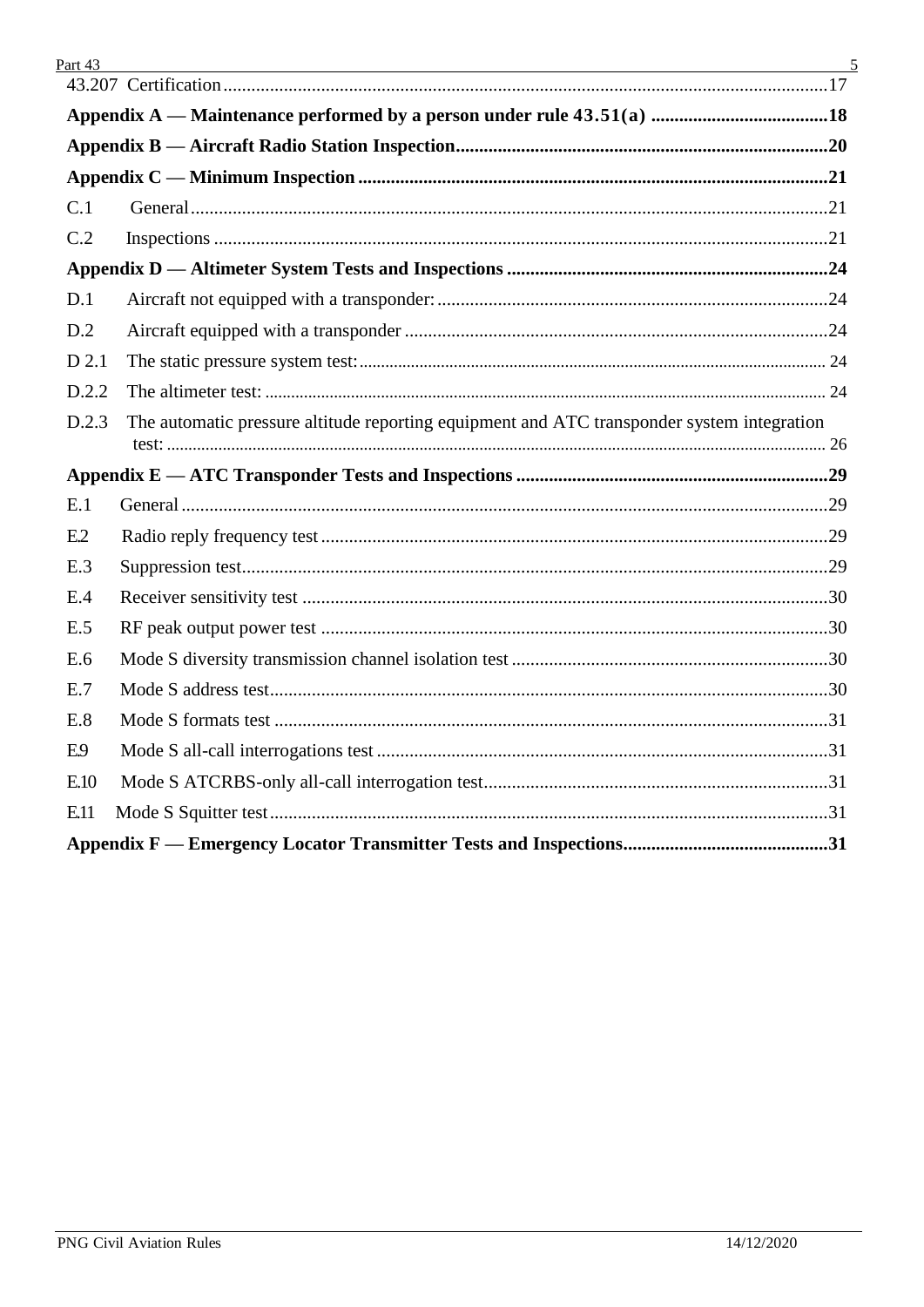43.207 Certification ..... 17

**Appendix A — Maintenance performed by a person under rule 43.51(a) ..... 18**

**Appendix B — Aircraft Radio Station Inspection ..... 20**

**Appendix C — Minimum Inspection ..... 21**

C.1 General ..... 21

C.2 Inspections ..... 21

**Appendix D — Altimeter System Tests and Inspections ..... 24**

D.1 Aircraft not equipped with a transponder: ..... 24

D.2 Aircraft equipped with a transponder ..... 24

D 2.1 The static pressure system test: ..... 24

D.2.2 The altimeter test: ..... 24

D.2.3 The automatic pressure altitude reporting equipment and ATC transponder system integration test: ..... 26

**Appendix E — ATC Transponder Tests and Inspections ..... 29**

E.1 General ..... 29

E.2 Radio reply frequency test ..... 29

E.3 Suppression test ..... 29

E.4 Receiver sensitivity test ..... 30

E.5 RF peak output power test ..... 30

E.6 Mode S diversity transmission channel isolation test ..... 30

E.7 Mode S address test ..... 30

E.8 Mode S formats test ..... 31

E.9 Mode S all-call interrogations test ..... 31

E.10 Mode S ATCRBS-only all-call interrogation test ..... 31

E.11 Mode S Squitter test ..... 31

**Appendix F — Emergency Locator Transmitter Tests and Inspections ..... 31**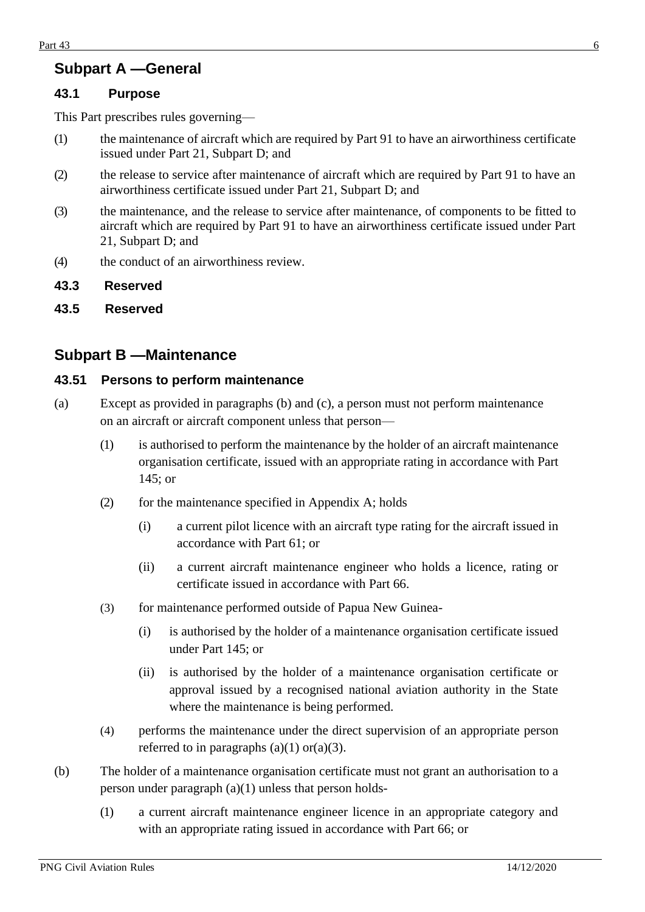## Subpart A —General

### 43.1 Purpose

This Part prescribes rules governing—

(1) the maintenance of aircraft which are required by Part 91 to have an airworthiness certificate issued under Part 21, Subpart D; and

(2) the release to service after maintenance of aircraft which are required by Part 91 to have an airworthiness certificate issued under Part 21, Subpart D; and

(3) the maintenance, and the release to service after maintenance, of components to be fitted to aircraft which are required by Part 91 to have an airworthiness certificate issued under Part 21, Subpart D; and

(4) the conduct of an airworthiness review.

### 43.3 Reserved

### 43.5 Reserved

## Subpart B —Maintenance

### 43.51 Persons to perform maintenance

(a) Except as provided in paragraphs (b) and (c), a person must not perform maintenance on an aircraft or aircraft component unless that person—

  (1) is authorised to perform the maintenance by the holder of an aircraft maintenance organisation certificate, issued with an appropriate rating in accordance with Part 145; or

  (2) for the maintenance specified in Appendix A; holds

    (i) a current pilot licence with an aircraft type rating for the aircraft issued in accordance with Part 61; or

    (ii) a current aircraft maintenance engineer who holds a licence, rating or certificate issued in accordance with Part 66.

  (3) for maintenance performed outside of Papua New Guinea-

    (i) is authorised by the holder of a maintenance organisation certificate issued under Part 145; or

    (ii) is authorised by the holder of a maintenance organisation certificate or approval issued by a recognised national aviation authority in the State where the maintenance is being performed.

  (4) performs the maintenance under the direct supervision of an appropriate person referred to in paragraphs (a)(1) or(a)(3).

(b) The holder of a maintenance organisation certificate must not grant an authorisation to a person under paragraph (a)(1) unless that person holds-

  (1) a current aircraft maintenance engineer licence in an appropriate category and with an appropriate rating issued in accordance with Part 66; or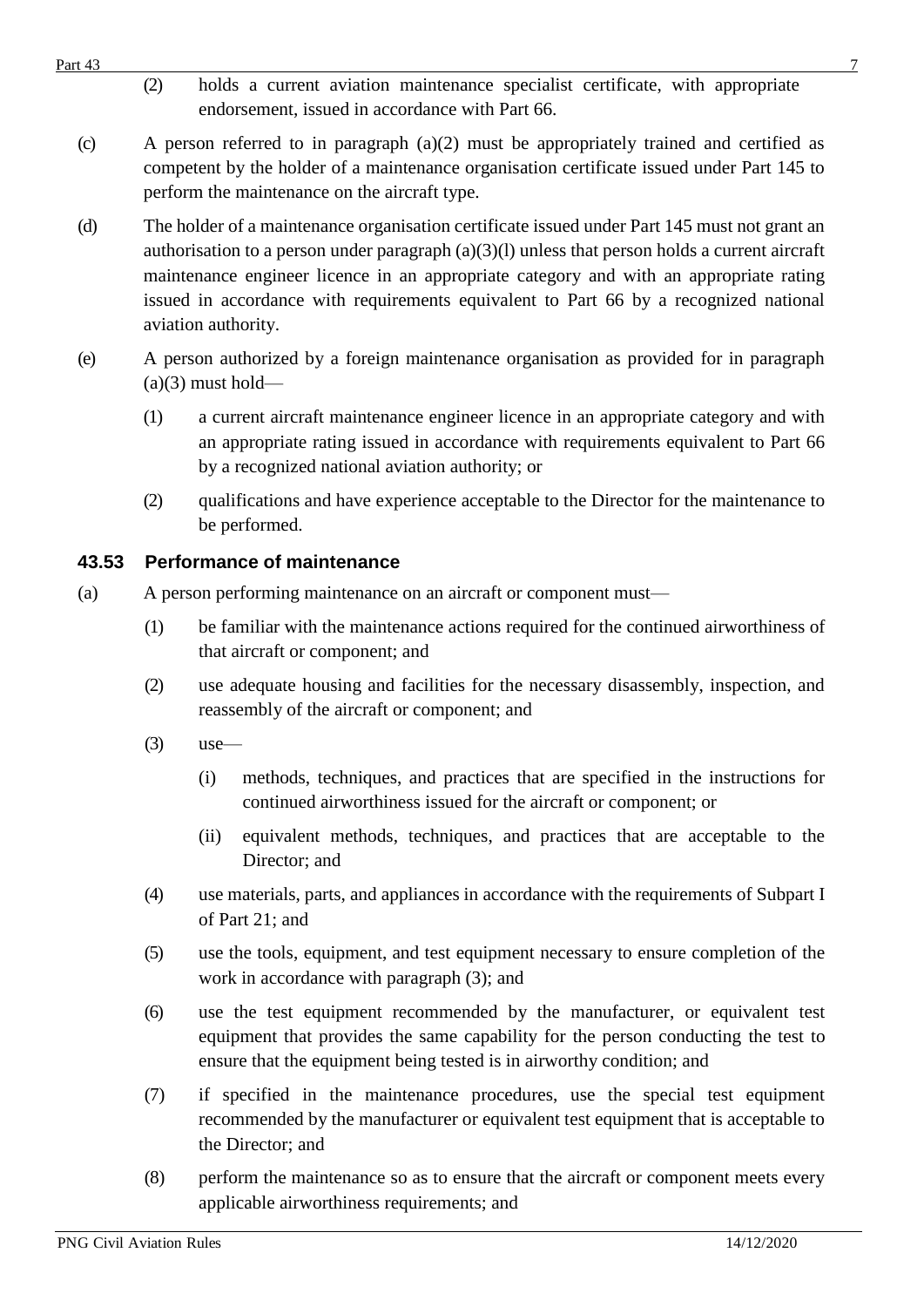(2) holds a current aviation maintenance specialist certificate, with appropriate endorsement, issued in accordance with Part 66.

(c) A person referred to in paragraph (a)(2) must be appropriately trained and certified as competent by the holder of a maintenance organisation certificate issued under Part 145 to perform the maintenance on the aircraft type.

(d) The holder of a maintenance organisation certificate issued under Part 145 must not grant an authorisation to a person under paragraph (a)(3)(l) unless that person holds a current aircraft maintenance engineer licence in an appropriate category and with an appropriate rating issued in accordance with requirements equivalent to Part 66 by a recognized national aviation authority.

(e) A person authorized by a foreign maintenance organisation as provided for in paragraph (a)(3) must hold—

(1) a current aircraft maintenance engineer licence in an appropriate category and with an appropriate rating issued in accordance with requirements equivalent to Part 66 by a recognized national aviation authority; or

(2) qualifications and have experience acceptable to the Director for the maintenance to be performed.

### 43.53 Performance of maintenance

(a) A person performing maintenance on an aircraft or component must—

(1) be familiar with the maintenance actions required for the continued airworthiness of that aircraft or component; and

(2) use adequate housing and facilities for the necessary disassembly, inspection, and reassembly of the aircraft or component; and

(3) use—

(i) methods, techniques, and practices that are specified in the instructions for continued airworthiness issued for the aircraft or component; or

(ii) equivalent methods, techniques, and practices that are acceptable to the Director; and

(4) use materials, parts, and appliances in accordance with the requirements of Subpart I of Part 21; and

(5) use the tools, equipment, and test equipment necessary to ensure completion of the work in accordance with paragraph (3); and

(6) use the test equipment recommended by the manufacturer, or equivalent test equipment that provides the same capability for the person conducting the test to ensure that the equipment being tested is in airworthy condition; and

(7) if specified in the maintenance procedures, use the special test equipment recommended by the manufacturer or equivalent test equipment that is acceptable to the Director; and

(8) perform the maintenance so as to ensure that the aircraft or component meets every applicable airworthiness requirements; and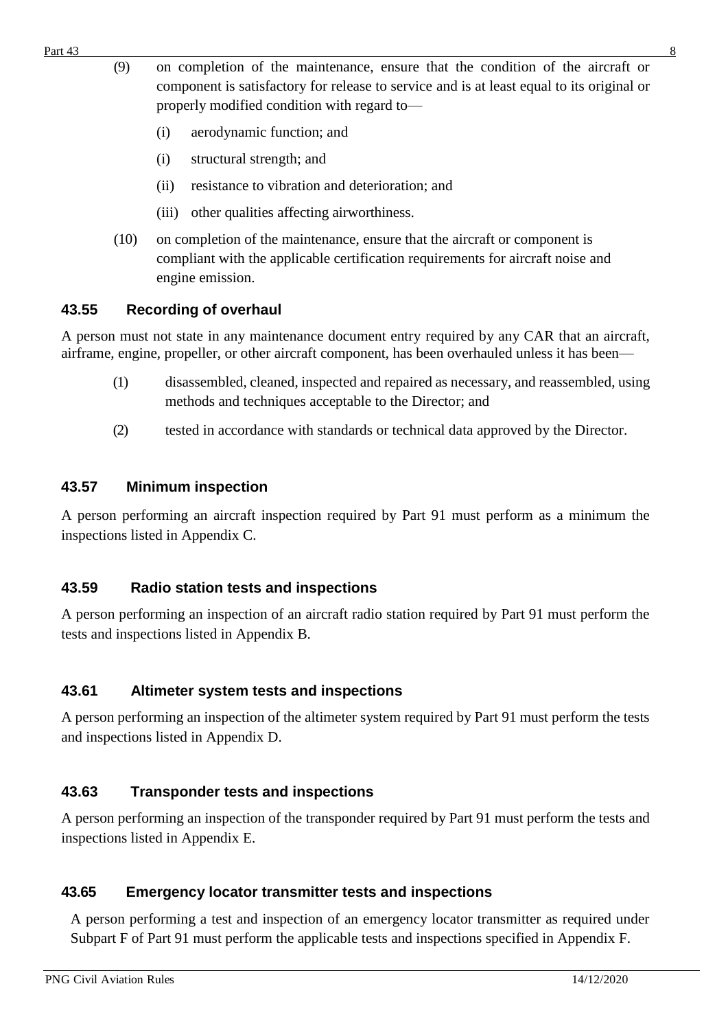(9) on completion of the maintenance, ensure that the condition of the aircraft or component is satisfactory for release to service and is at least equal to its original or properly modified condition with regard to—

  (i) aerodynamic function; and

  (i) structural strength; and

  (ii) resistance to vibration and deterioration; and

  (iii) other qualities affecting airworthiness.

(10) on completion of the maintenance, ensure that the aircraft or component is compliant with the applicable certification requirements for aircraft noise and engine emission.

### 43.55 Recording of overhaul

A person must not state in any maintenance document entry required by any CAR that an aircraft, airframe, engine, propeller, or other aircraft component, has been overhauled unless it has been—

(1) disassembled, cleaned, inspected and repaired as necessary, and reassembled, using methods and techniques acceptable to the Director; and

(2) tested in accordance with standards or technical data approved by the Director.

### 43.57 Minimum inspection

A person performing an aircraft inspection required by Part 91 must perform as a minimum the inspections listed in Appendix C.

### 43.59 Radio station tests and inspections

A person performing an inspection of an aircraft radio station required by Part 91 must perform the tests and inspections listed in Appendix B.

### 43.61 Altimeter system tests and inspections

A person performing an inspection of the altimeter system required by Part 91 must perform the tests and inspections listed in Appendix D.

### 43.63 Transponder tests and inspections

A person performing an inspection of the transponder required by Part 91 must perform the tests and inspections listed in Appendix E.

### 43.65 Emergency locator transmitter tests and inspections

A person performing a test and inspection of an emergency locator transmitter as required under Subpart F of Part 91 must perform the applicable tests and inspections specified in Appendix F.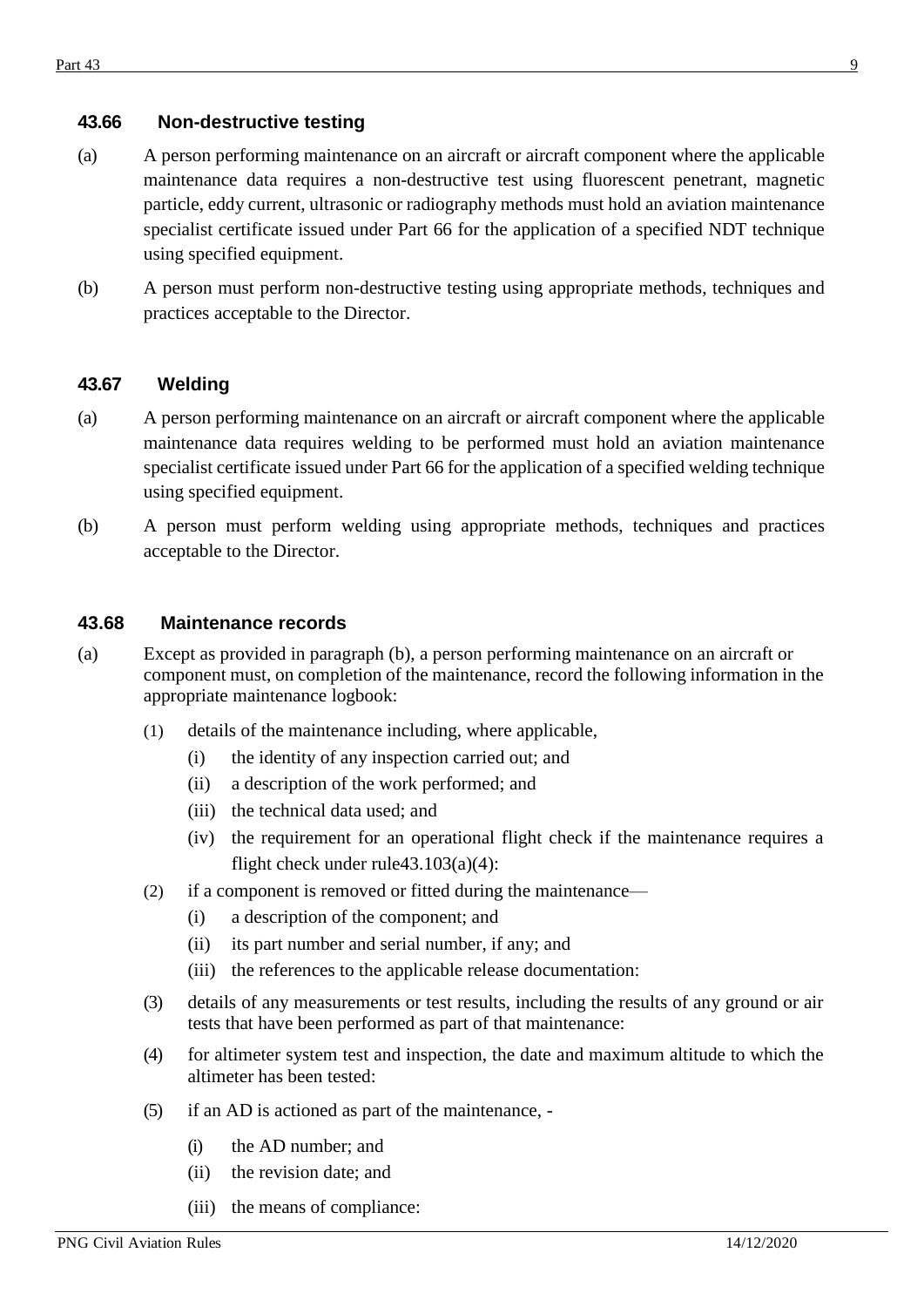### 43.66 Non-destructive testing

(a) A person performing maintenance on an aircraft or aircraft component where the applicable maintenance data requires a non-destructive test using fluorescent penetrant, magnetic particle, eddy current, ultrasonic or radiography methods must hold an aviation maintenance specialist certificate issued under Part 66 for the application of a specified NDT technique using specified equipment.

(b) A person must perform non-destructive testing using appropriate methods, techniques and practices acceptable to the Director.

### 43.67 Welding

(a) A person performing maintenance on an aircraft or aircraft component where the applicable maintenance data requires welding to be performed must hold an aviation maintenance specialist certificate issued under Part 66 for the application of a specified welding technique using specified equipment.

(b) A person must perform welding using appropriate methods, techniques and practices acceptable to the Director.

### 43.68 Maintenance records

(a) Except as provided in paragraph (b), a person performing maintenance on an aircraft or component must, on completion of the maintenance, record the following information in the appropriate maintenance logbook:

- (1) details of the maintenance including, where applicable,
  - (i) the identity of any inspection carried out; and
  - (ii) a description of the work performed; and
  - (iii) the technical data used; and
  - (iv) the requirement for an operational flight check if the maintenance requires a flight check under rule43.103(a)(4):
- (2) if a component is removed or fitted during the maintenance—
  - (i) a description of the component; and
  - (ii) its part number and serial number, if any; and
  - (iii) the references to the applicable release documentation:
- (3) details of any measurements or test results, including the results of any ground or air tests that have been performed as part of that maintenance:
- (4) for altimeter system test and inspection, the date and maximum altitude to which the altimeter has been tested:
- (5) if an AD is actioned as part of the maintenance, -
  - (i) the AD number; and
  - (ii) the revision date; and
  - (iii) the means of compliance: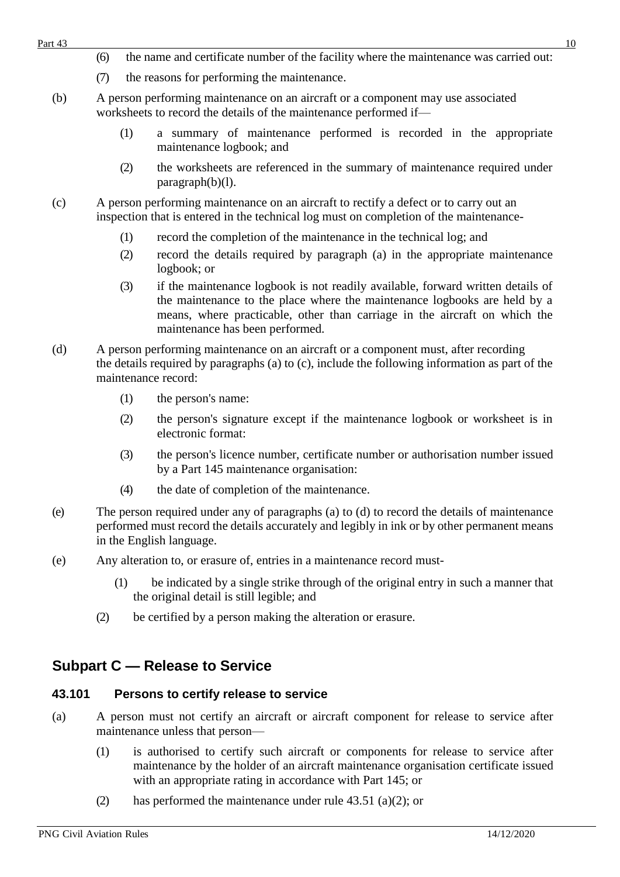(6) the name and certificate number of the facility where the maintenance was carried out:

(7) the reasons for performing the maintenance.

(b) A person performing maintenance on an aircraft or a component may use associated worksheets to record the details of the maintenance performed if—

(1) a summary of maintenance performed is recorded in the appropriate maintenance logbook; and

(2) the worksheets are referenced in the summary of maintenance required under paragraph(b)(l).

(c) A person performing maintenance on an aircraft to rectify a defect or to carry out an inspection that is entered in the technical log must on completion of the maintenance-

(1) record the completion of the maintenance in the technical log; and

(2) record the details required by paragraph (a) in the appropriate maintenance logbook; or

(3) if the maintenance logbook is not readily available, forward written details of the maintenance to the place where the maintenance logbooks are held by a means, where practicable, other than carriage in the aircraft on which the maintenance has been performed.

(d) A person performing maintenance on an aircraft or a component must, after recording the details required by paragraphs (a) to (c), include the following information as part of the maintenance record:

(1) the person's name:

(2) the person's signature except if the maintenance logbook or worksheet is in electronic format:

(3) the person's licence number, certificate number or authorisation number issued by a Part 145 maintenance organisation:

(4) the date of completion of the maintenance.

(e) The person required under any of paragraphs (a) to (d) to record the details of maintenance performed must record the details accurately and legibly in ink or by other permanent means in the English language.

(e) Any alteration to, or erasure of, entries in a maintenance record must-

(1) be indicated by a single strike through of the original entry in such a manner that the original detail is still legible; and

(2) be certified by a person making the alteration or erasure.

## Subpart C — Release to Service

### 43.101 Persons to certify release to service

(a) A person must not certify an aircraft or aircraft component for release to service after maintenance unless that person—

(1) is authorised to certify such aircraft or components for release to service after maintenance by the holder of an aircraft maintenance organisation certificate issued with an appropriate rating in accordance with Part 145; or

(2) has performed the maintenance under rule 43.51 (a)(2); or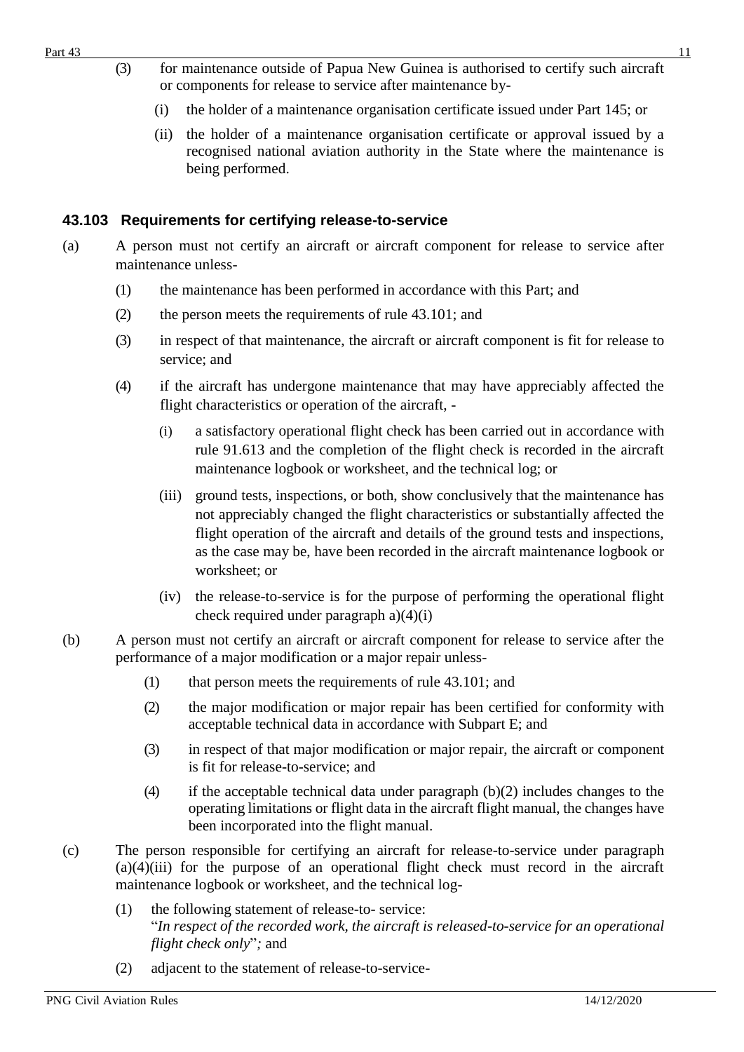(3) for maintenance outside of Papua New Guinea is authorised to certify such aircraft or components for release to service after maintenance by-

  (i) the holder of a maintenance organisation certificate issued under Part 145; or

  (ii) the holder of a maintenance organisation certificate or approval issued by a recognised national aviation authority in the State where the maintenance is being performed.

### 43.103 Requirements for certifying release-to-service

(a) A person must not certify an aircraft or aircraft component for release to service after maintenance unless-

  (1) the maintenance has been performed in accordance with this Part; and

  (2) the person meets the requirements of rule 43.101; and

  (3) in respect of that maintenance, the aircraft or aircraft component is fit for release to service; and

  (4) if the aircraft has undergone maintenance that may have appreciably affected the flight characteristics or operation of the aircraft, -

    (i) a satisfactory operational flight check has been carried out in accordance with rule 91.613 and the completion of the flight check is recorded in the aircraft maintenance logbook or worksheet, and the technical log; or

    (iii) ground tests, inspections, or both, show conclusively that the maintenance has not appreciably changed the flight characteristics or substantially affected the flight operation of the aircraft and details of the ground tests and inspections, as the case may be, have been recorded in the aircraft maintenance logbook or worksheet; or

    (iv) the release-to-service is for the purpose of performing the operational flight check required under paragraph a)(4)(i)

(b) A person must not certify an aircraft or aircraft component for release to service after the performance of a major modification or a major repair unless-

  (1) that person meets the requirements of rule 43.101; and

  (2) the major modification or major repair has been certified for conformity with acceptable technical data in accordance with Subpart E; and

  (3) in respect of that major modification or major repair, the aircraft or component is fit for release-to-service; and

  (4) if the acceptable technical data under paragraph (b)(2) includes changes to the operating limitations or flight data in the aircraft flight manual, the changes have been incorporated into the flight manual.

(c) The person responsible for certifying an aircraft for release-to-service under paragraph (a)(4)(iii) for the purpose of an operational flight check must record in the aircraft maintenance logbook or worksheet, and the technical log-

  (1) the following statement of release-to- service:
  "*In respect of the recorded work, the aircraft is released-to-service for an operational flight check only*"*;* and

  (2) adjacent to the statement of release-to-service-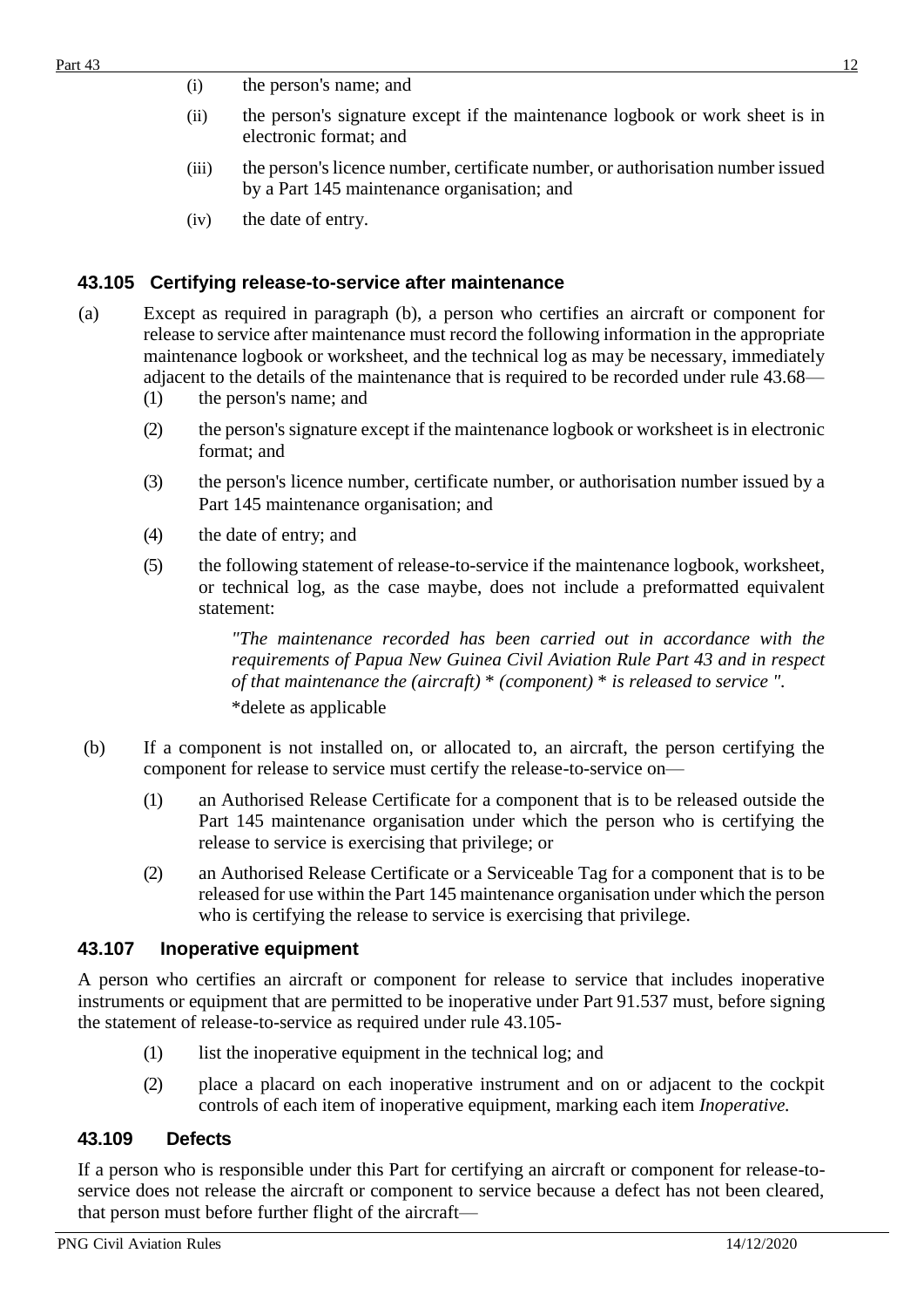(i) the person's name; and

(ii) the person's signature except if the maintenance logbook or work sheet is in electronic format; and

(iii) the person's licence number, certificate number, or authorisation number issued by a Part 145 maintenance organisation; and

(iv) the date of entry.

### 43.105 Certifying release-to-service after maintenance

(a) Except as required in paragraph (b), a person who certifies an aircraft or component for release to service after maintenance must record the following information in the appropriate maintenance logbook or worksheet, and the technical log as may be necessary, immediately adjacent to the details of the maintenance that is required to be recorded under rule 43.68—

(1) the person's name; and

(2) the person's signature except if the maintenance logbook or worksheet is in electronic format; and

(3) the person's licence number, certificate number, or authorisation number issued by a Part 145 maintenance organisation; and

(4) the date of entry; and

(5) the following statement of release-to-service if the maintenance logbook, worksheet, or technical log, as the case maybe, does not include a preformatted equivalent statement:

*"The maintenance recorded has been carried out in accordance with the requirements of Papua New Guinea Civil Aviation Rule Part 43 and in respect of that maintenance the (aircraft) * (component) * is released to service ".*

*delete as applicable

(b) If a component is not installed on, or allocated to, an aircraft, the person certifying the component for release to service must certify the release-to-service on—

(1) an Authorised Release Certificate for a component that is to be released outside the Part 145 maintenance organisation under which the person who is certifying the release to service is exercising that privilege; or

(2) an Authorised Release Certificate or a Serviceable Tag for a component that is to be released for use within the Part 145 maintenance organisation under which the person who is certifying the release to service is exercising that privilege.

### 43.107 Inoperative equipment

A person who certifies an aircraft or component for release to service that includes inoperative instruments or equipment that are permitted to be inoperative under Part 91.537 must, before signing the statement of release-to-service as required under rule 43.105-

(1) list the inoperative equipment in the technical log; and

(2) place a placard on each inoperative instrument and on or adjacent to the cockpit controls of each item of inoperative equipment, marking each item *Inoperative.*

### 43.109 Defects

If a person who is responsible under this Part for certifying an aircraft or component for release-to-service does not release the aircraft or component to service because a defect has not been cleared, that person must before further flight of the aircraft—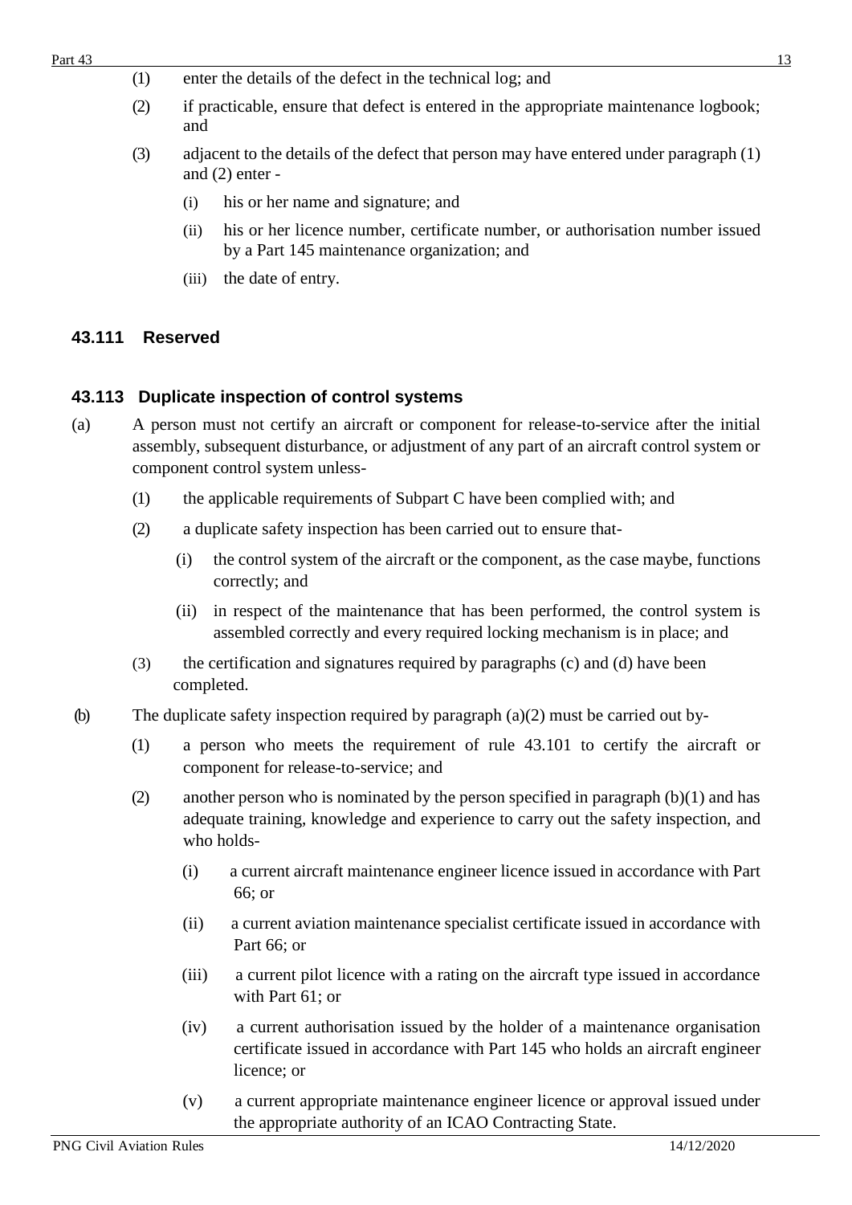(1) enter the details of the defect in the technical log; and

(2) if practicable, ensure that defect is entered in the appropriate maintenance logbook; and

(3) adjacent to the details of the defect that person may have entered under paragraph (1) and (2) enter -

  (i) his or her name and signature; and

  (ii) his or her licence number, certificate number, or authorisation number issued by a Part 145 maintenance organization; and

  (iii) the date of entry.

### 43.111 Reserved

### 43.113 Duplicate inspection of control systems

(a) A person must not certify an aircraft or component for release-to-service after the initial assembly, subsequent disturbance, or adjustment of any part of an aircraft control system or component control system unless-

  (1) the applicable requirements of Subpart C have been complied with; and

  (2) a duplicate safety inspection has been carried out to ensure that-

    (i) the control system of the aircraft or the component, as the case maybe, functions correctly; and

    (ii) in respect of the maintenance that has been performed, the control system is assembled correctly and every required locking mechanism is in place; and

  (3) the certification and signatures required by paragraphs (c) and (d) have been completed.

(b) The duplicate safety inspection required by paragraph (a)(2) must be carried out by-

  (1) a person who meets the requirement of rule 43.101 to certify the aircraft or component for release-to-service; and

  (2) another person who is nominated by the person specified in paragraph (b)(1) and has adequate training, knowledge and experience to carry out the safety inspection, and who holds-

    (i) a current aircraft maintenance engineer licence issued in accordance with Part 66; or

    (ii) a current aviation maintenance specialist certificate issued in accordance with Part 66; or

    (iii) a current pilot licence with a rating on the aircraft type issued in accordance with Part 61; or

    (iv) a current authorisation issued by the holder of a maintenance organisation certificate issued in accordance with Part 145 who holds an aircraft engineer licence; or

    (v) a current appropriate maintenance engineer licence or approval issued under the appropriate authority of an ICAO Contracting State.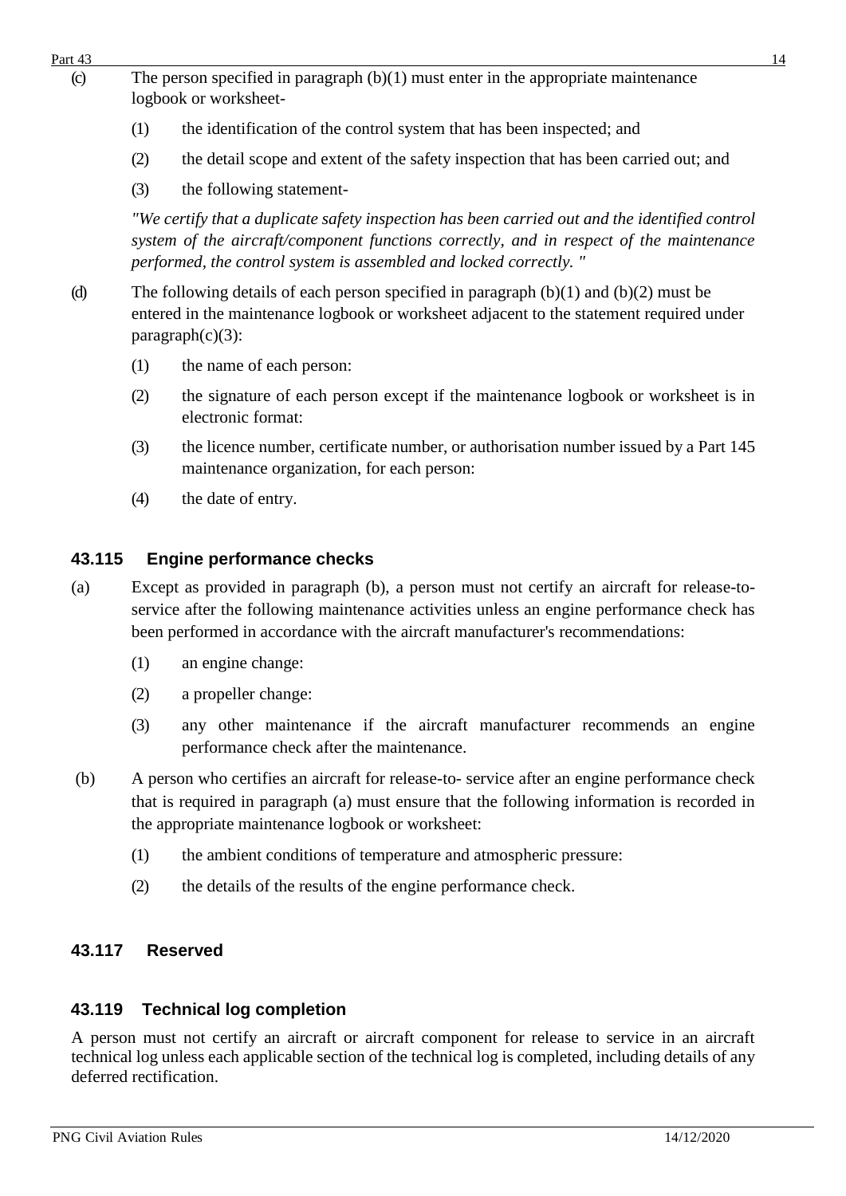(c) The person specified in paragraph (b)(1) must enter in the appropriate maintenance logbook or worksheet-

   (1) the identification of the control system that has been inspected; and

   (2) the detail scope and extent of the safety inspection that has been carried out; and

   (3) the following statement-

   *"We certify that a duplicate safety inspection has been carried out and the identified control system of the aircraft/component functions correctly, and in respect of the maintenance performed, the control system is assembled and locked correctly. "*

(d) The following details of each person specified in paragraph (b)(1) and (b)(2) must be entered in the maintenance logbook or worksheet adjacent to the statement required under paragraph(c)(3):

   (1) the name of each person:

   (2) the signature of each person except if the maintenance logbook or worksheet is in electronic format:

   (3) the licence number, certificate number, or authorisation number issued by a Part 145 maintenance organization, for each person:

   (4) the date of entry.

### 43.115 Engine performance checks

(a) Except as provided in paragraph (b), a person must not certify an aircraft for release-to-service after the following maintenance activities unless an engine performance check has been performed in accordance with the aircraft manufacturer's recommendations:

   (1) an engine change:

   (2) a propeller change:

   (3) any other maintenance if the aircraft manufacturer recommends an engine performance check after the maintenance.

(b) A person who certifies an aircraft for release-to- service after an engine performance check that is required in paragraph (a) must ensure that the following information is recorded in the appropriate maintenance logbook or worksheet:

   (1) the ambient conditions of temperature and atmospheric pressure:

   (2) the details of the results of the engine performance check.

### 43.117 Reserved

### 43.119 Technical log completion

A person must not certify an aircraft or aircraft component for release to service in an aircraft technical log unless each applicable section of the technical log is completed, including details of any deferred rectification.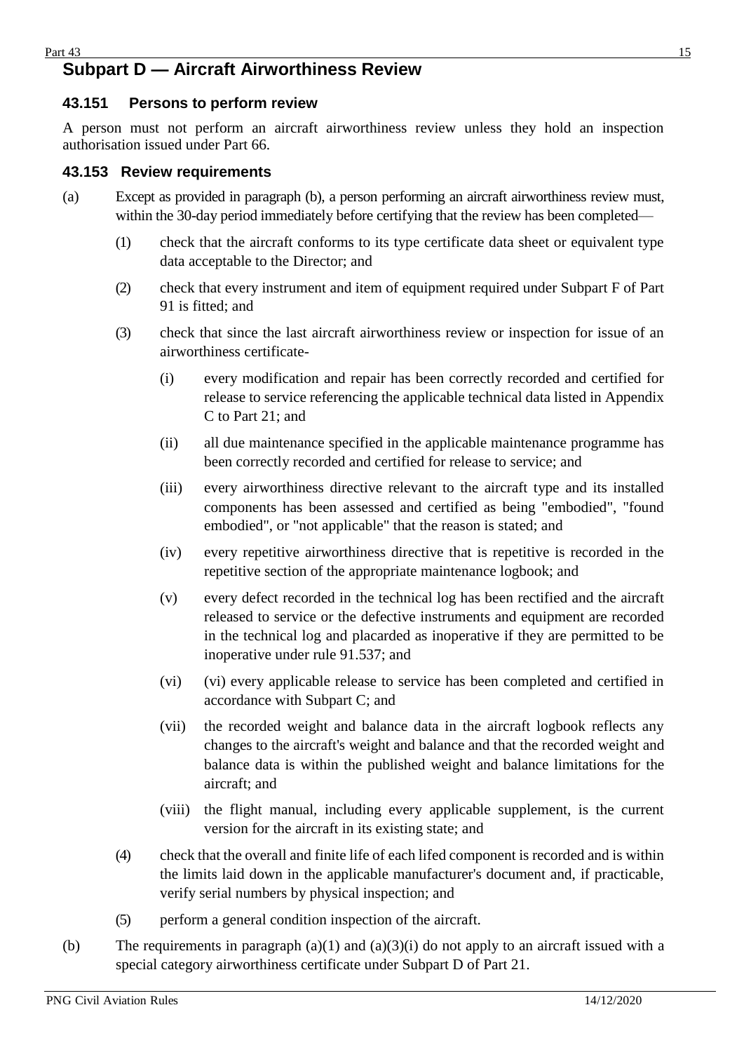## Subpart D — Aircraft Airworthiness Review

### 43.151 Persons to perform review

A person must not perform an aircraft airworthiness review unless they hold an inspection authorisation issued under Part 66.

### 43.153 Review requirements

(a) Except as provided in paragraph (b), a person performing an aircraft airworthiness review must, within the 30-day period immediately before certifying that the review has been completed—

(1) check that the aircraft conforms to its type certificate data sheet or equivalent type data acceptable to the Director; and

(2) check that every instrument and item of equipment required under Subpart F of Part 91 is fitted; and

(3) check that since the last aircraft airworthiness review or inspection for issue of an airworthiness certificate-

(i) every modification and repair has been correctly recorded and certified for release to service referencing the applicable technical data listed in Appendix C to Part 21; and

(ii) all due maintenance specified in the applicable maintenance programme has been correctly recorded and certified for release to service; and

(iii) every airworthiness directive relevant to the aircraft type and its installed components has been assessed and certified as being "embodied", "found embodied", or "not applicable" that the reason is stated; and

(iv) every repetitive airworthiness directive that is repetitive is recorded in the repetitive section of the appropriate maintenance logbook; and

(v) every defect recorded in the technical log has been rectified and the aircraft released to service or the defective instruments and equipment are recorded in the technical log and placarded as inoperative if they are permitted to be inoperative under rule 91.537; and

(vi) (vi) every applicable release to service has been completed and certified in accordance with Subpart C; and

(vii) the recorded weight and balance data in the aircraft logbook reflects any changes to the aircraft's weight and balance and that the recorded weight and balance data is within the published weight and balance limitations for the aircraft; and

(viii) the flight manual, including every applicable supplement, is the current version for the aircraft in its existing state; and

(4) check that the overall and finite life of each lifed component is recorded and is within the limits laid down in the applicable manufacturer's document and, if practicable, verify serial numbers by physical inspection; and

(5) perform a general condition inspection of the aircraft.

(b) The requirements in paragraph (a)(1) and (a)(3)(i) do not apply to an aircraft issued with a special category airworthiness certificate under Subpart D of Part 21.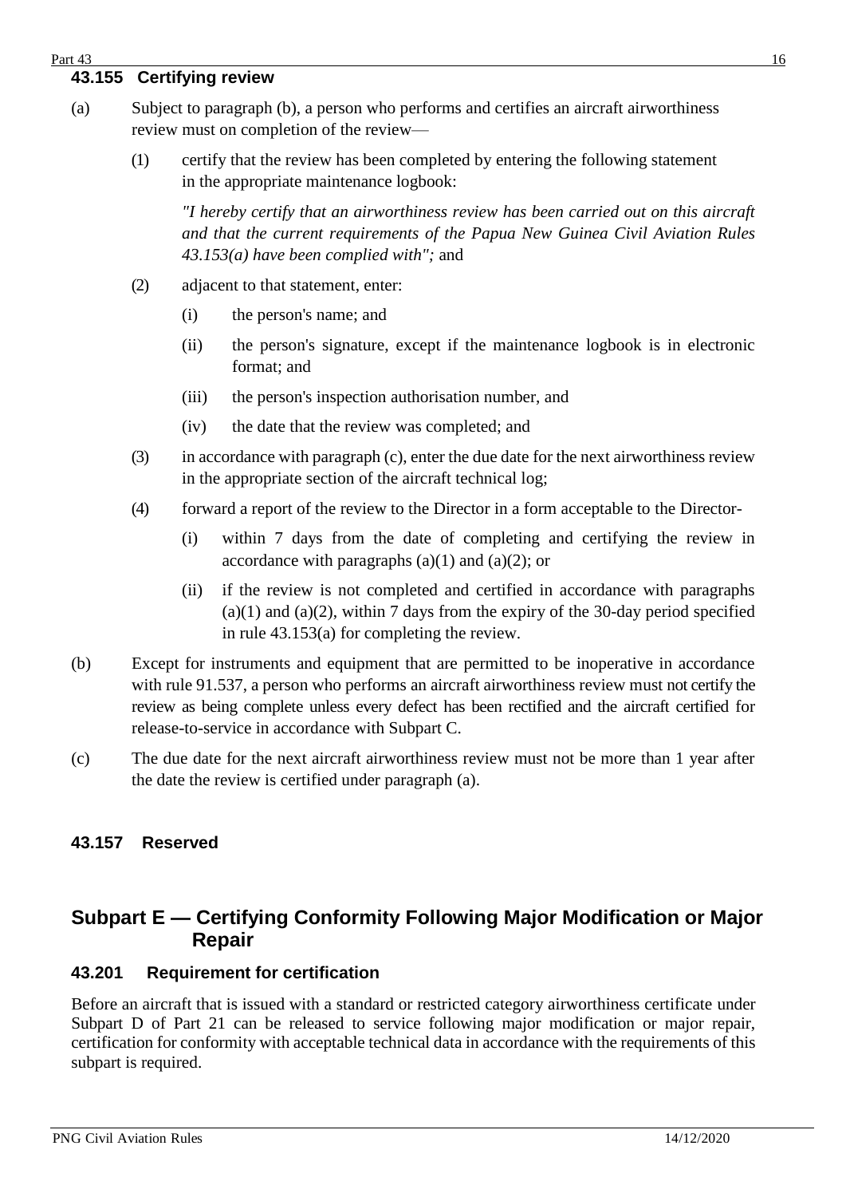### 43.155 Certifying review

(a) Subject to paragraph (b), a person who performs and certifies an aircraft airworthiness review must on completion of the review—

(1) certify that the review has been completed by entering the following statement in the appropriate maintenance logbook:

*"I hereby certify that an airworthiness review has been carried out on this aircraft and that the current requirements of the Papua New Guinea Civil Aviation Rules 43.153(a) have been complied with";* and

(2) adjacent to that statement, enter:

(i) the person's name; and

(ii) the person's signature, except if the maintenance logbook is in electronic format; and

(iii) the person's inspection authorisation number, and

(iv) the date that the review was completed; and

(3) in accordance with paragraph (c), enter the due date for the next airworthiness review in the appropriate section of the aircraft technical log;

(4) forward a report of the review to the Director in a form acceptable to the Director-

(i) within 7 days from the date of completing and certifying the review in accordance with paragraphs (a)(1) and (a)(2); or

(ii) if the review is not completed and certified in accordance with paragraphs (a)(1) and (a)(2), within 7 days from the expiry of the 30-day period specified in rule 43.153(a) for completing the review.

(b) Except for instruments and equipment that are permitted to be inoperative in accordance with rule 91.537, a person who performs an aircraft airworthiness review must not certify the review as being complete unless every defect has been rectified and the aircraft certified for release-to-service in accordance with Subpart C.

(c) The due date for the next aircraft airworthiness review must not be more than 1 year after the date the review is certified under paragraph (a).

### 43.157 Reserved

## Subpart E — Certifying Conformity Following Major Modification or Major Repair

### 43.201 Requirement for certification

Before an aircraft that is issued with a standard or restricted category airworthiness certificate under Subpart D of Part 21 can be released to service following major modification or major repair, certification for conformity with acceptable technical data in accordance with the requirements of this subpart is required.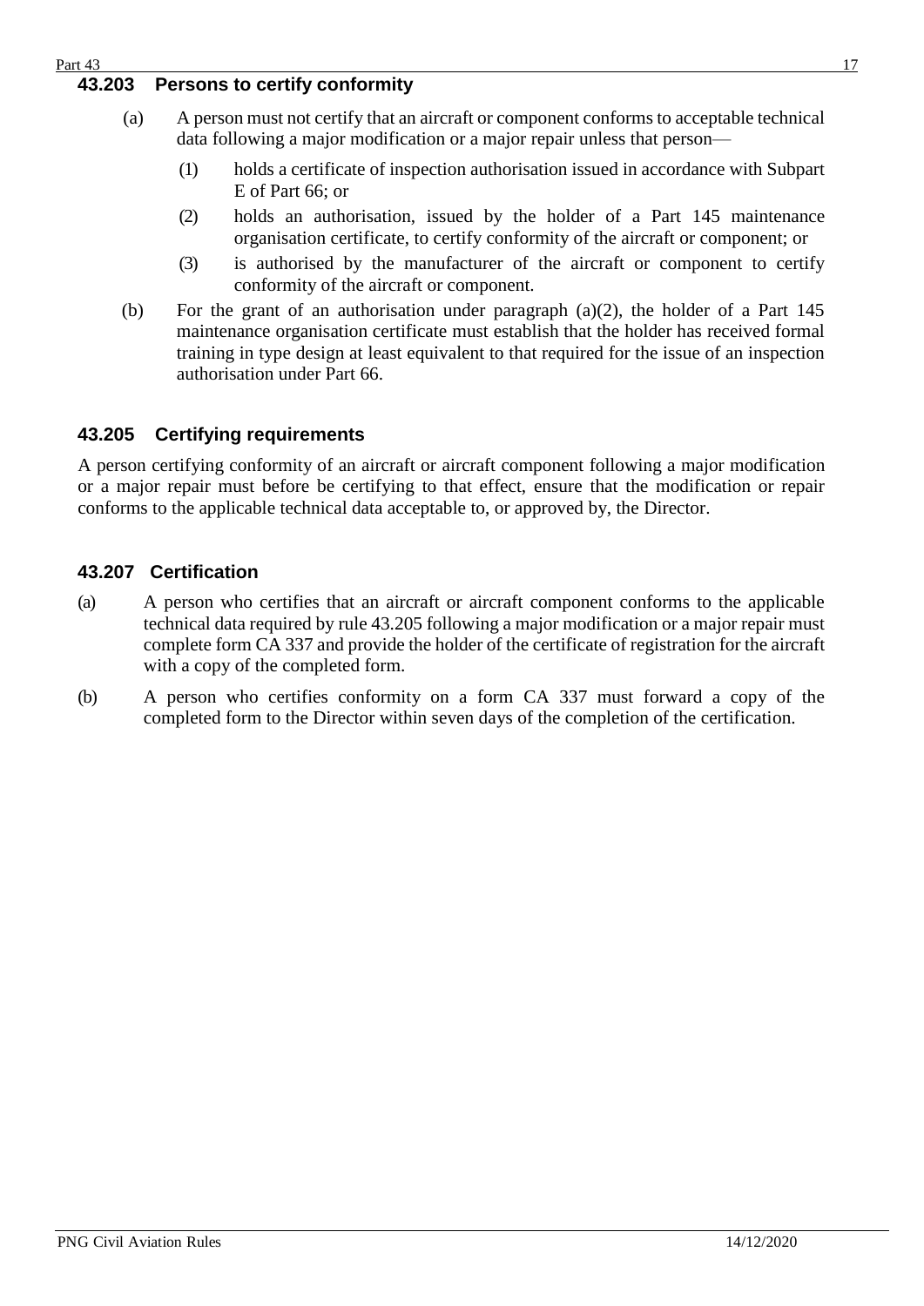### 43.203 Persons to certify conformity

(a) A person must not certify that an aircraft or component conforms to acceptable technical data following a major modification or a major repair unless that person—

(1) holds a certificate of inspection authorisation issued in accordance with Subpart E of Part 66; or

(2) holds an authorisation, issued by the holder of a Part 145 maintenance organisation certificate, to certify conformity of the aircraft or component; or

(3) is authorised by the manufacturer of the aircraft or component to certify conformity of the aircraft or component.

(b) For the grant of an authorisation under paragraph (a)(2), the holder of a Part 145 maintenance organisation certificate must establish that the holder has received formal training in type design at least equivalent to that required for the issue of an inspection authorisation under Part 66.

### 43.205 Certifying requirements

A person certifying conformity of an aircraft or aircraft component following a major modification or a major repair must before be certifying to that effect, ensure that the modification or repair conforms to the applicable technical data acceptable to, or approved by, the Director.

### 43.207 Certification

(a) A person who certifies that an aircraft or aircraft component conforms to the applicable technical data required by rule 43.205 following a major modification or a major repair must complete form CA 337 and provide the holder of the certificate of registration for the aircraft with a copy of the completed form.

(b) A person who certifies conformity on a form CA 337 must forward a copy of the completed form to the Director within seven days of the completion of the certification.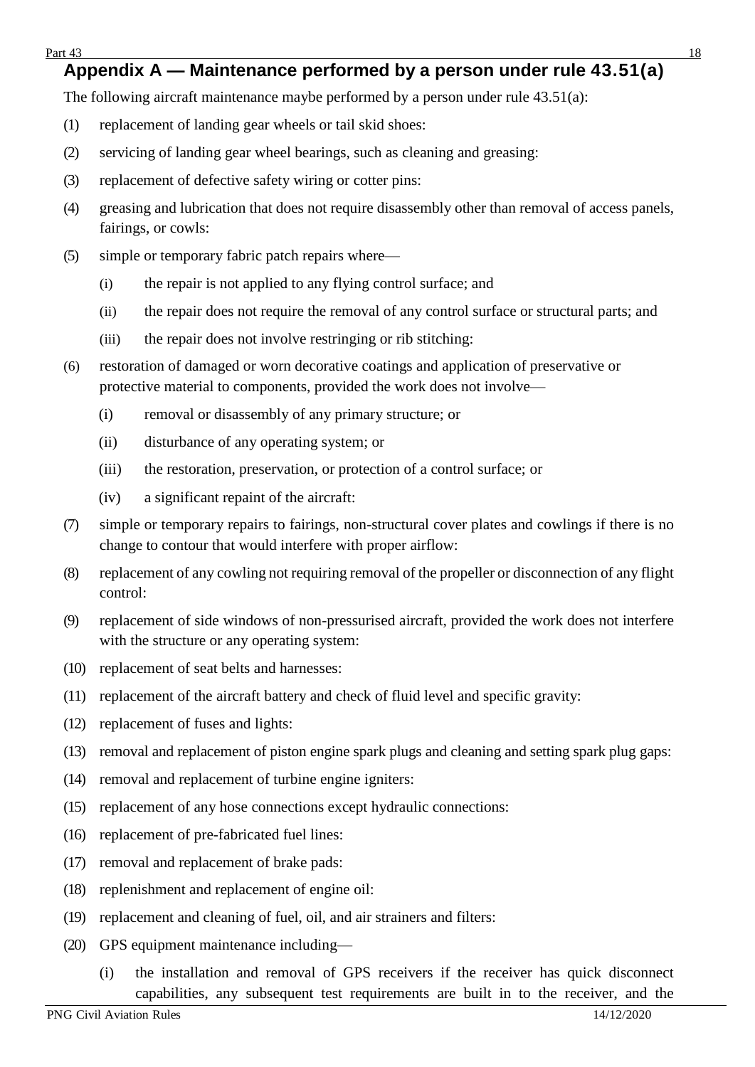## Appendix A — Maintenance performed by a person under rule 43.51(a)

The following aircraft maintenance maybe performed by a person under rule 43.51(a):

(1) replacement of landing gear wheels or tail skid shoes:

(2) servicing of landing gear wheel bearings, such as cleaning and greasing:

(3) replacement of defective safety wiring or cotter pins:

(4) greasing and lubrication that does not require disassembly other than removal of access panels, fairings, or cowls:

(5) simple or temporary fabric patch repairs where—

 (i) the repair is not applied to any flying control surface; and

 (ii) the repair does not require the removal of any control surface or structural parts; and

 (iii) the repair does not involve restringing or rib stitching:

(6) restoration of damaged or worn decorative coatings and application of preservative or protective material to components, provided the work does not involve—

 (i) removal or disassembly of any primary structure; or

 (ii) disturbance of any operating system; or

 (iii) the restoration, preservation, or protection of a control surface; or

 (iv) a significant repaint of the aircraft:

(7) simple or temporary repairs to fairings, non-structural cover plates and cowlings if there is no change to contour that would interfere with proper airflow:

(8) replacement of any cowling not requiring removal of the propeller or disconnection of any flight control:

(9) replacement of side windows of non-pressurised aircraft, provided the work does not interfere with the structure or any operating system:

(10) replacement of seat belts and harnesses:

(11) replacement of the aircraft battery and check of fluid level and specific gravity:

(12) replacement of fuses and lights:

(13) removal and replacement of piston engine spark plugs and cleaning and setting spark plug gaps:

(14) removal and replacement of turbine engine igniters:

(15) replacement of any hose connections except hydraulic connections:

(16) replacement of pre-fabricated fuel lines:

(17) removal and replacement of brake pads:

(18) replenishment and replacement of engine oil:

(19) replacement and cleaning of fuel, oil, and air strainers and filters:

(20) GPS equipment maintenance including—

 (i) the installation and removal of GPS receivers if the receiver has quick disconnect capabilities, any subsequent test requirements are built in to the receiver, and the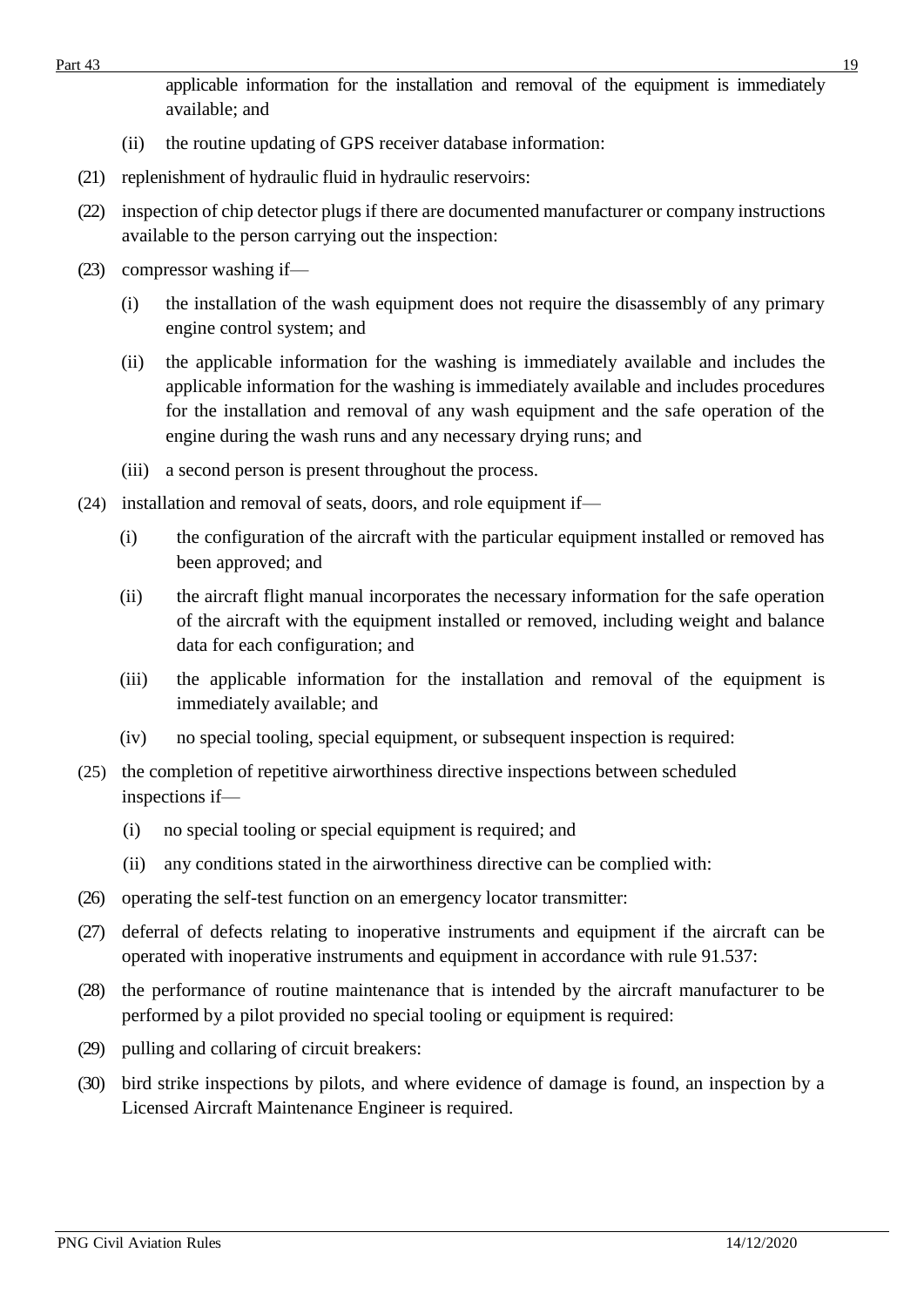applicable information for the installation and removal of the equipment is immediately available; and

(ii) the routine updating of GPS receiver database information:

(21) replenishment of hydraulic fluid in hydraulic reservoirs:

(22) inspection of chip detector plugs if there are documented manufacturer or company instructions available to the person carrying out the inspection:

(23) compressor washing if—

(i) the installation of the wash equipment does not require the disassembly of any primary engine control system; and

(ii) the applicable information for the washing is immediately available and includes the applicable information for the washing is immediately available and includes procedures for the installation and removal of any wash equipment and the safe operation of the engine during the wash runs and any necessary drying runs; and

(iii) a second person is present throughout the process.

(24) installation and removal of seats, doors, and role equipment if—

(i) the configuration of the aircraft with the particular equipment installed or removed has been approved; and

(ii) the aircraft flight manual incorporates the necessary information for the safe operation of the aircraft with the equipment installed or removed, including weight and balance data for each configuration; and

(iii) the applicable information for the installation and removal of the equipment is immediately available; and

(iv) no special tooling, special equipment, or subsequent inspection is required:

(25) the completion of repetitive airworthiness directive inspections between scheduled inspections if—

(i) no special tooling or special equipment is required; and

(ii) any conditions stated in the airworthiness directive can be complied with:

(26) operating the self-test function on an emergency locator transmitter:

(27) deferral of defects relating to inoperative instruments and equipment if the aircraft can be operated with inoperative instruments and equipment in accordance with rule 91.537:

(28) the performance of routine maintenance that is intended by the aircraft manufacturer to be performed by a pilot provided no special tooling or equipment is required:

(29) pulling and collaring of circuit breakers:

(30) bird strike inspections by pilots, and where evidence of damage is found, an inspection by a Licensed Aircraft Maintenance Engineer is required.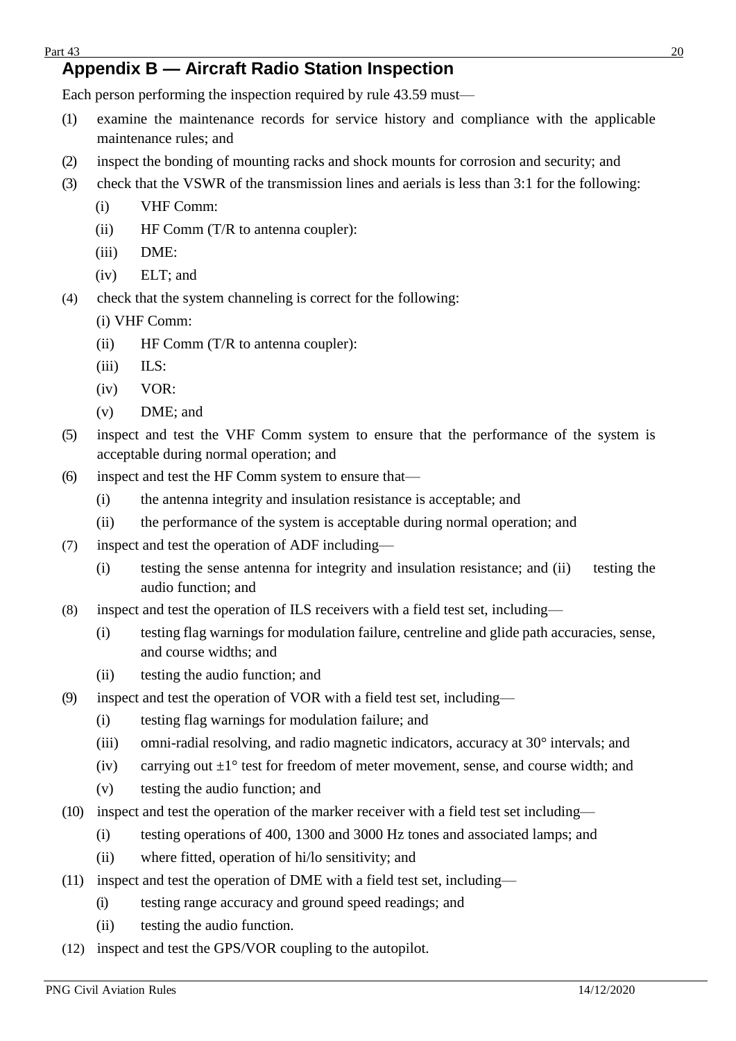## Appendix B — Aircraft Radio Station Inspection

Each person performing the inspection required by rule 43.59 must—

(1) examine the maintenance records for service history and compliance with the applicable maintenance rules; and

(2) inspect the bonding of mounting racks and shock mounts for corrosion and security; and

(3) check that the VSWR of the transmission lines and aerials is less than 3:1 for the following:

- (i) VHF Comm:
- (ii) HF Comm (T/R to antenna coupler):
- (iii) DME:
- (iv) ELT; and

(4) check that the system channeling is correct for the following:

- (i) VHF Comm:
- (ii) HF Comm (T/R to antenna coupler):
- (iii) ILS:
- (iv) VOR:
- (v) DME; and

(5) inspect and test the VHF Comm system to ensure that the performance of the system is acceptable during normal operation; and

(6) inspect and test the HF Comm system to ensure that—

- (i) the antenna integrity and insulation resistance is acceptable; and
- (ii) the performance of the system is acceptable during normal operation; and

(7) inspect and test the operation of ADF including—

- (i) testing the sense antenna for integrity and insulation resistance; and (ii) testing the audio function; and

(8) inspect and test the operation of ILS receivers with a field test set, including—

- (i) testing flag warnings for modulation failure, centreline and glide path accuracies, sense, and course widths; and
- (ii) testing the audio function; and

(9) inspect and test the operation of VOR with a field test set, including—

- (i) testing flag warnings for modulation failure; and
- (iii) omni-radial resolving, and radio magnetic indicators, accuracy at 30° intervals; and
- (iv) carrying out ±1° test for freedom of meter movement, sense, and course width; and
- (v) testing the audio function; and

(10) inspect and test the operation of the marker receiver with a field test set including—

- (i) testing operations of 400, 1300 and 3000 Hz tones and associated lamps; and
- (ii) where fitted, operation of hi/lo sensitivity; and

(11) inspect and test the operation of DME with a field test set, including—

- (i) testing range accuracy and ground speed readings; and
- (ii) testing the audio function.

(12) inspect and test the GPS/VOR coupling to the autopilot.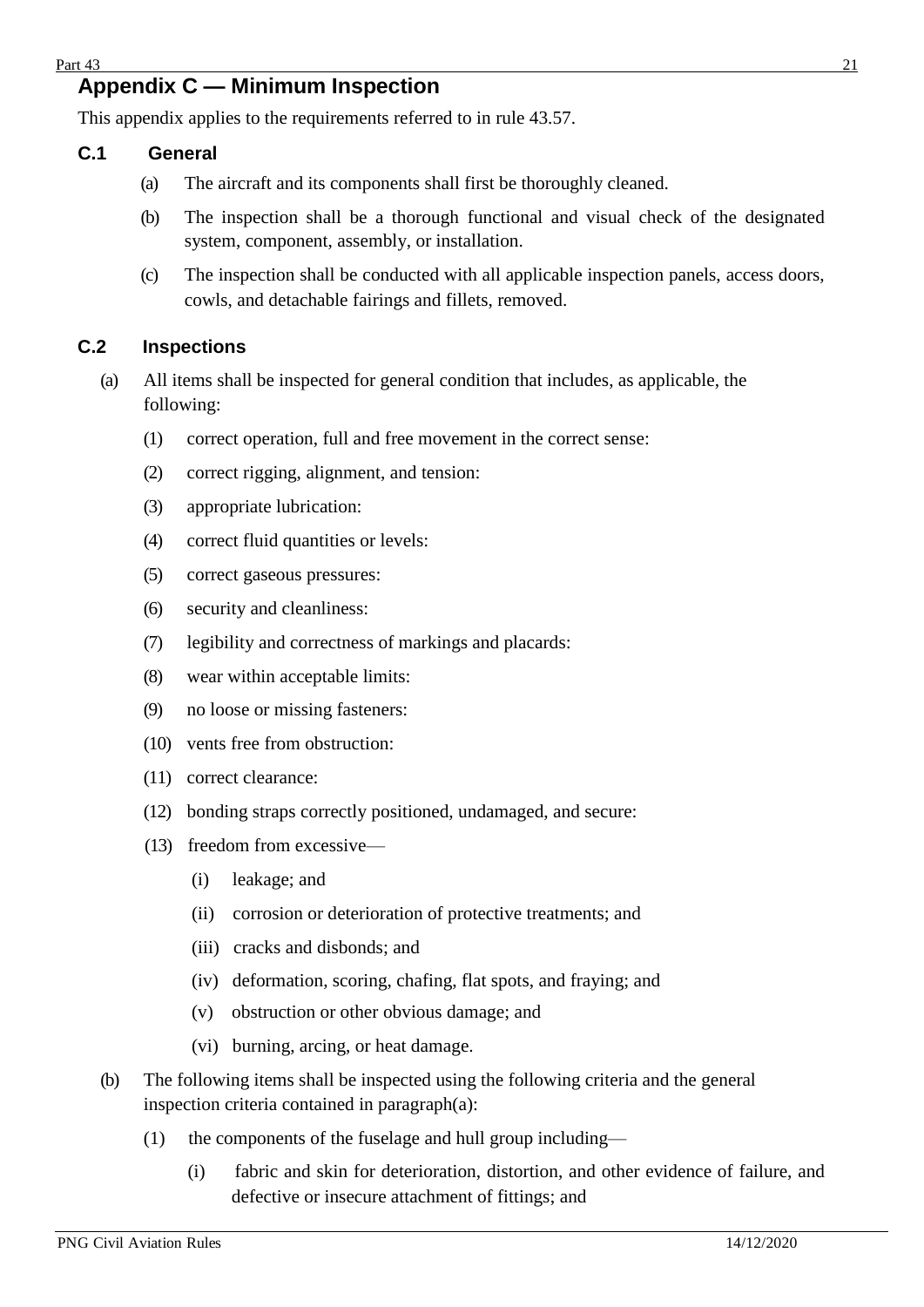## Appendix C — Minimum Inspection

This appendix applies to the requirements referred to in rule 43.57.

### C.1 General

(a) The aircraft and its components shall first be thoroughly cleaned.

(b) The inspection shall be a thorough functional and visual check of the designated system, component, assembly, or installation.

(c) The inspection shall be conducted with all applicable inspection panels, access doors, cowls, and detachable fairings and fillets, removed.

### C.2 Inspections

(a) All items shall be inspected for general condition that includes, as applicable, the following:

(1) correct operation, full and free movement in the correct sense:

(2) correct rigging, alignment, and tension:

(3) appropriate lubrication:

(4) correct fluid quantities or levels:

(5) correct gaseous pressures:

(6) security and cleanliness:

(7) legibility and correctness of markings and placards:

(8) wear within acceptable limits:

(9) no loose or missing fasteners:

(10) vents free from obstruction:

(11) correct clearance:

(12) bonding straps correctly positioned, undamaged, and secure:

(13) freedom from excessive—

(i) leakage; and

(ii) corrosion or deterioration of protective treatments; and

(iii) cracks and disbonds; and

(iv) deformation, scoring, chafing, flat spots, and fraying; and

(v) obstruction or other obvious damage; and

(vi) burning, arcing, or heat damage.

(b) The following items shall be inspected using the following criteria and the general inspection criteria contained in paragraph(a):

(1) the components of the fuselage and hull group including—

(i) fabric and skin for deterioration, distortion, and other evidence of failure, and defective or insecure attachment of fittings; and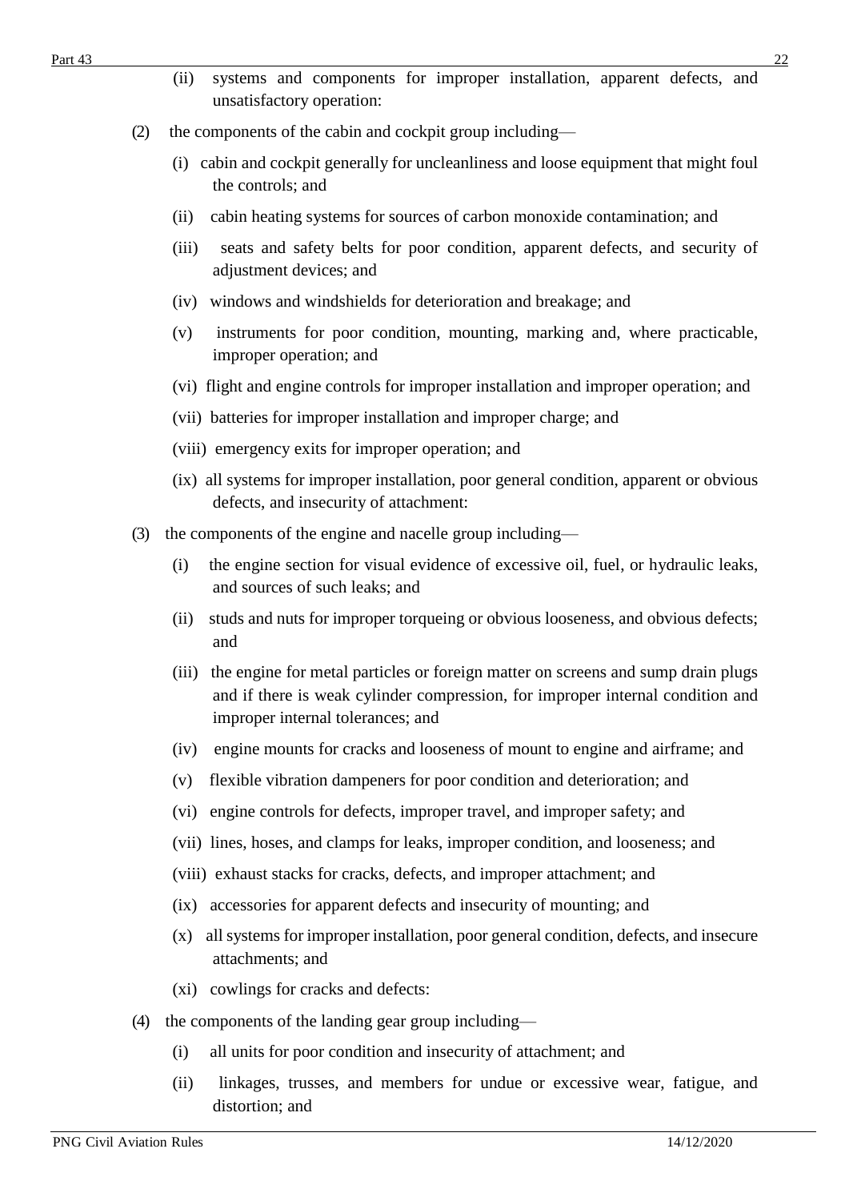(ii) systems and components for improper installation, apparent defects, and unsatisfactory operation:

(2) the components of the cabin and cockpit group including—

(i) cabin and cockpit generally for uncleanliness and loose equipment that might foul the controls; and

(ii) cabin heating systems for sources of carbon monoxide contamination; and

(iii) seats and safety belts for poor condition, apparent defects, and security of adjustment devices; and

(iv) windows and windshields for deterioration and breakage; and

(v) instruments for poor condition, mounting, marking and, where practicable, improper operation; and

(vi) flight and engine controls for improper installation and improper operation; and

(vii) batteries for improper installation and improper charge; and

(viii) emergency exits for improper operation; and

(ix) all systems for improper installation, poor general condition, apparent or obvious defects, and insecurity of attachment:

(3) the components of the engine and nacelle group including—

(i) the engine section for visual evidence of excessive oil, fuel, or hydraulic leaks, and sources of such leaks; and

(ii) studs and nuts for improper torqueing or obvious looseness, and obvious defects; and

(iii) the engine for metal particles or foreign matter on screens and sump drain plugs and if there is weak cylinder compression, for improper internal condition and improper internal tolerances; and

(iv) engine mounts for cracks and looseness of mount to engine and airframe; and

(v) flexible vibration dampeners for poor condition and deterioration; and

(vi) engine controls for defects, improper travel, and improper safety; and

(vii) lines, hoses, and clamps for leaks, improper condition, and looseness; and

(viii) exhaust stacks for cracks, defects, and improper attachment; and

(ix) accessories for apparent defects and insecurity of mounting; and

(x) all systems for improper installation, poor general condition, defects, and insecure attachments; and

(xi) cowlings for cracks and defects:

(4) the components of the landing gear group including—

(i) all units for poor condition and insecurity of attachment; and

(ii) linkages, trusses, and members for undue or excessive wear, fatigue, and distortion; and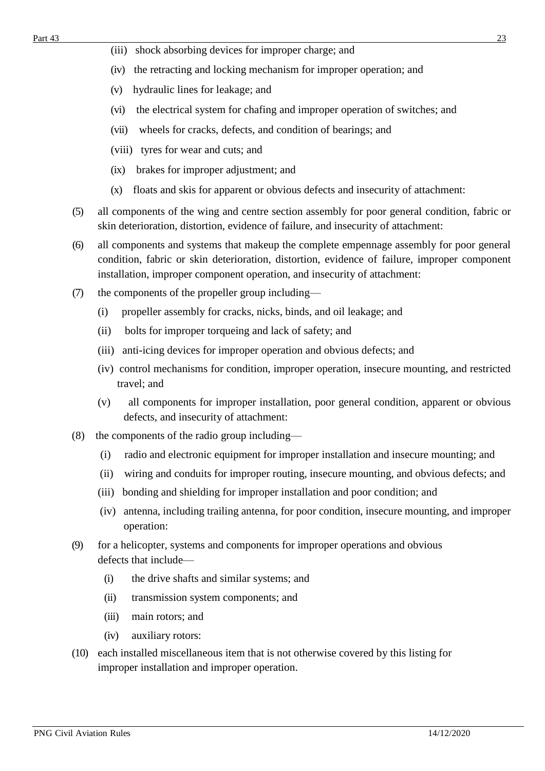(iii) shock absorbing devices for improper charge; and

(iv) the retracting and locking mechanism for improper operation; and

(v) hydraulic lines for leakage; and

(vi) the electrical system for chafing and improper operation of switches; and

(vii) wheels for cracks, defects, and condition of bearings; and

(viii) tyres for wear and cuts; and

(ix) brakes for improper adjustment; and

(x) floats and skis for apparent or obvious defects and insecurity of attachment:

(5) all components of the wing and centre section assembly for poor general condition, fabric or skin deterioration, distortion, evidence of failure, and insecurity of attachment:

(6) all components and systems that makeup the complete empennage assembly for poor general condition, fabric or skin deterioration, distortion, evidence of failure, improper component installation, improper component operation, and insecurity of attachment:

(7) the components of the propeller group including—

(i) propeller assembly for cracks, nicks, binds, and oil leakage; and

(ii) bolts for improper torqueing and lack of safety; and

(iii) anti-icing devices for improper operation and obvious defects; and

(iv) control mechanisms for condition, improper operation, insecure mounting, and restricted travel; and

(v) all components for improper installation, poor general condition, apparent or obvious defects, and insecurity of attachment:

(8) the components of the radio group including—

(i) radio and electronic equipment for improper installation and insecure mounting; and

(ii) wiring and conduits for improper routing, insecure mounting, and obvious defects; and

(iii) bonding and shielding for improper installation and poor condition; and

(iv) antenna, including trailing antenna, for poor condition, insecure mounting, and improper operation:

(9) for a helicopter, systems and components for improper operations and obvious defects that include—

(i) the drive shafts and similar systems; and

(ii) transmission system components; and

(iii) main rotors; and

(iv) auxiliary rotors:

(10) each installed miscellaneous item that is not otherwise covered by this listing for improper installation and improper operation.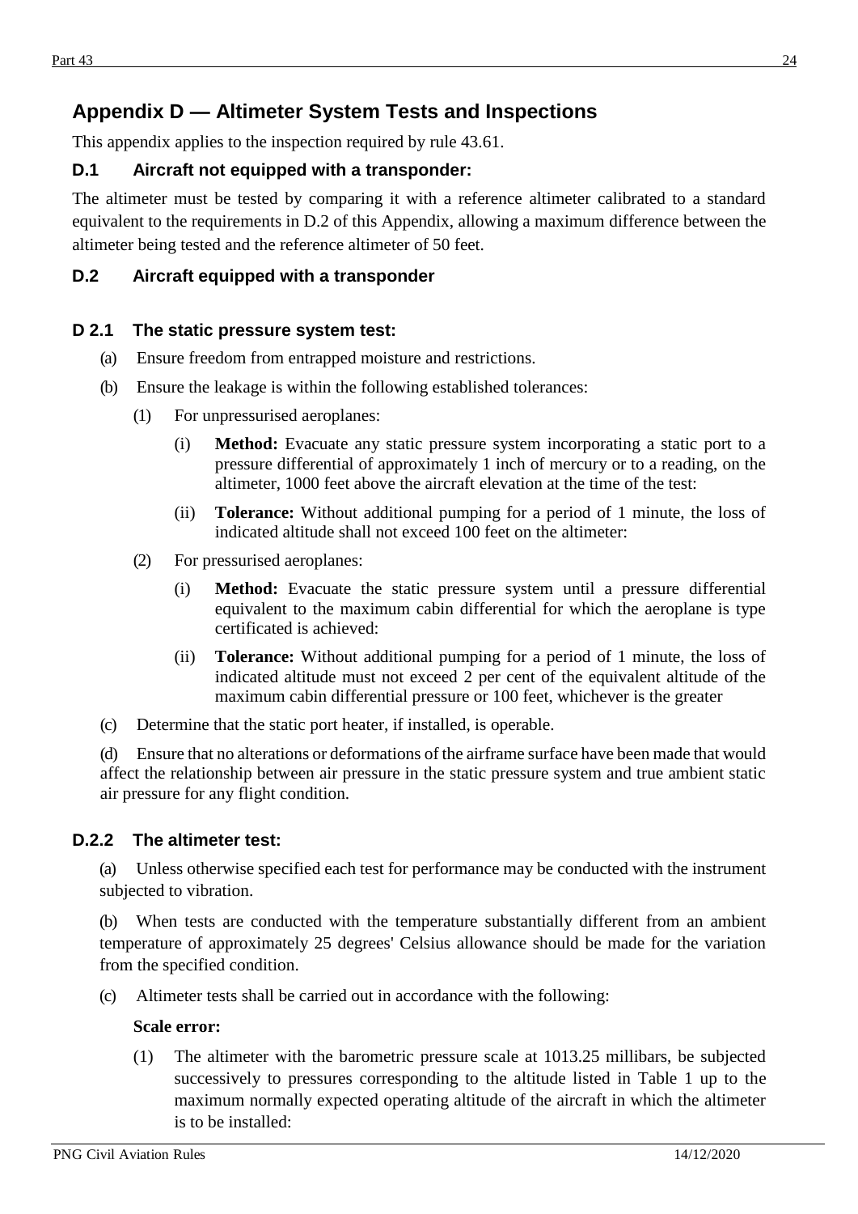## Appendix D — Altimeter System Tests and Inspections

This appendix applies to the inspection required by rule 43.61.

### D.1 Aircraft not equipped with a transponder:

The altimeter must be tested by comparing it with a reference altimeter calibrated to a standard equivalent to the requirements in D.2 of this Appendix, allowing a maximum difference between the altimeter being tested and the reference altimeter of 50 feet.

### D.2 Aircraft equipped with a transponder

### D 2.1 The static pressure system test:

(a) Ensure freedom from entrapped moisture and restrictions.

(b) Ensure the leakage is within the following established tolerances:

(1) For unpressurised aeroplanes:

(i) **Method:** Evacuate any static pressure system incorporating a static port to a pressure differential of approximately 1 inch of mercury or to a reading, on the altimeter, 1000 feet above the aircraft elevation at the time of the test:

(ii) **Tolerance:** Without additional pumping for a period of 1 minute, the loss of indicated altitude shall not exceed 100 feet on the altimeter:

(2) For pressurised aeroplanes:

(i) **Method:** Evacuate the static pressure system until a pressure differential equivalent to the maximum cabin differential for which the aeroplane is type certificated is achieved:

(ii) **Tolerance:** Without additional pumping for a period of 1 minute, the loss of indicated altitude must not exceed 2 per cent of the equivalent altitude of the maximum cabin differential pressure or 100 feet, whichever is the greater

(c) Determine that the static port heater, if installed, is operable.

(d) Ensure that no alterations or deformations of the airframe surface have been made that would affect the relationship between air pressure in the static pressure system and true ambient static air pressure for any flight condition.

### D.2.2 The altimeter test:

(a) Unless otherwise specified each test for performance may be conducted with the instrument subjected to vibration.

(b) When tests are conducted with the temperature substantially different from an ambient temperature of approximately 25 degrees' Celsius allowance should be made for the variation from the specified condition.

(c) Altimeter tests shall be carried out in accordance with the following:

**Scale error:**

(1) The altimeter with the barometric pressure scale at 1013.25 millibars, be subjected successively to pressures corresponding to the altitude listed in Table 1 up to the maximum normally expected operating altitude of the aircraft in which the altimeter is to be installed: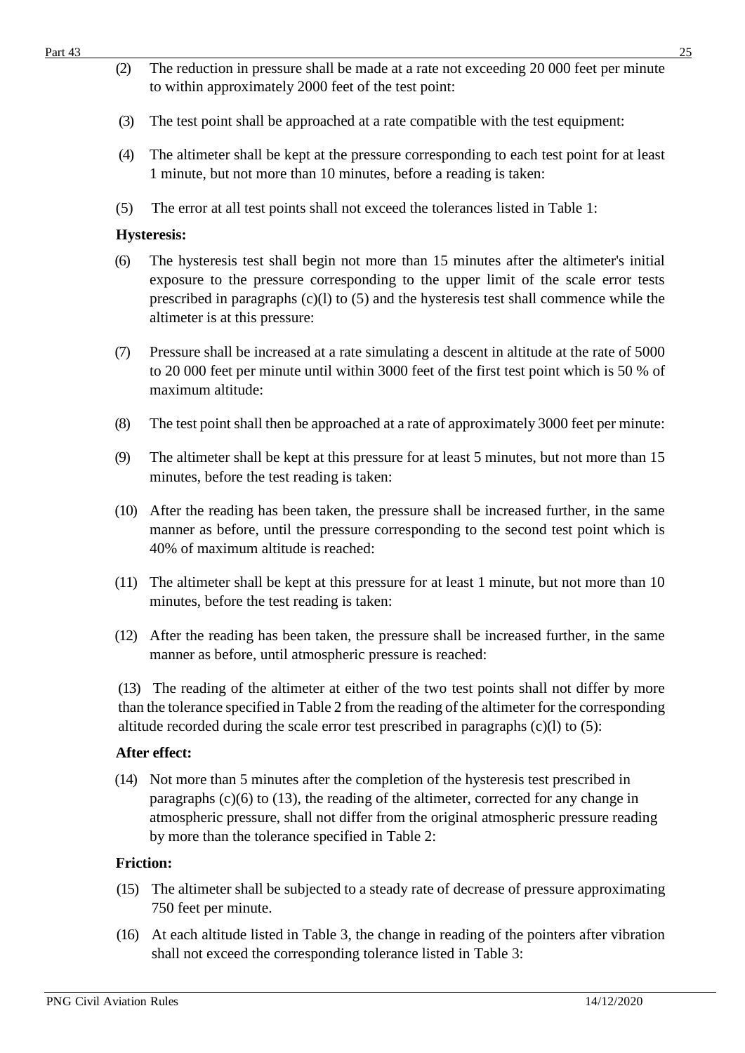(2) The reduction in pressure shall be made at a rate not exceeding 20 000 feet per minute to within approximately 2000 feet of the test point:

(3) The test point shall be approached at a rate compatible with the test equipment:

(4) The altimeter shall be kept at the pressure corresponding to each test point for at least 1 minute, but not more than 10 minutes, before a reading is taken:

(5) The error at all test points shall not exceed the tolerances listed in Table 1:

**Hysteresis:**

(6) The hysteresis test shall begin not more than 15 minutes after the altimeter's initial exposure to the pressure corresponding to the upper limit of the scale error tests prescribed in paragraphs (c)(l) to (5) and the hysteresis test shall commence while the altimeter is at this pressure:

(7) Pressure shall be increased at a rate simulating a descent in altitude at the rate of 5000 to 20 000 feet per minute until within 3000 feet of the first test point which is 50 % of maximum altitude:

(8) The test point shall then be approached at a rate of approximately 3000 feet per minute:

(9) The altimeter shall be kept at this pressure for at least 5 minutes, but not more than 15 minutes, before the test reading is taken:

(10) After the reading has been taken, the pressure shall be increased further, in the same manner as before, until the pressure corresponding to the second test point which is 40% of maximum altitude is reached:

(11) The altimeter shall be kept at this pressure for at least 1 minute, but not more than 10 minutes, before the test reading is taken:

(12) After the reading has been taken, the pressure shall be increased further, in the same manner as before, until atmospheric pressure is reached:

(13) The reading of the altimeter at either of the two test points shall not differ by more than the tolerance specified in Table 2 from the reading of the altimeter for the corresponding altitude recorded during the scale error test prescribed in paragraphs (c)(l) to (5):

**After effect:**

(14) Not more than 5 minutes after the completion of the hysteresis test prescribed in paragraphs (c)(6) to (13), the reading of the altimeter, corrected for any change in atmospheric pressure, shall not differ from the original atmospheric pressure reading by more than the tolerance specified in Table 2:

**Friction:**

(15) The altimeter shall be subjected to a steady rate of decrease of pressure approximating 750 feet per minute.

(16) At each altitude listed in Table 3, the change in reading of the pointers after vibration shall not exceed the corresponding tolerance listed in Table 3: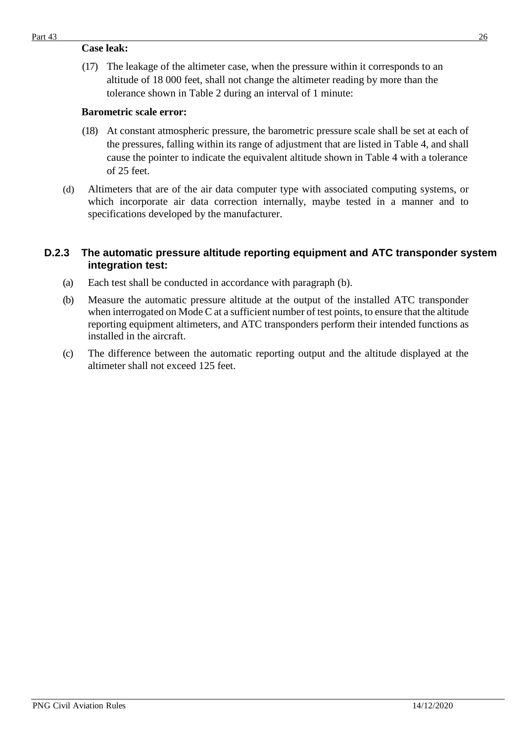**Case leak:**

(17) The leakage of the altimeter case, when the pressure within it corresponds to an altitude of 18 000 feet, shall not change the altimeter reading by more than the tolerance shown in Table 2 during an interval of 1 minute:

**Barometric scale error:**

(18) At constant atmospheric pressure, the barometric pressure scale shall be set at each of the pressures, falling within its range of adjustment that are listed in Table 4, and shall cause the pointer to indicate the equivalent altitude shown in Table 4 with a tolerance of 25 feet.

(d) Altimeters that are of the air data computer type with associated computing systems, or which incorporate air data correction internally, maybe tested in a manner and to specifications developed by the manufacturer.

### D.2.3 The automatic pressure altitude reporting equipment and ATC transponder system integration test:

(a) Each test shall be conducted in accordance with paragraph (b).

(b) Measure the automatic pressure altitude at the output of the installed ATC transponder when interrogated on Mode C at a sufficient number of test points, to ensure that the altitude reporting equipment altimeters, and ATC transponders perform their intended functions as installed in the aircraft.

(c) The difference between the automatic reporting output and the altitude displayed at the altimeter shall not exceed 125 feet.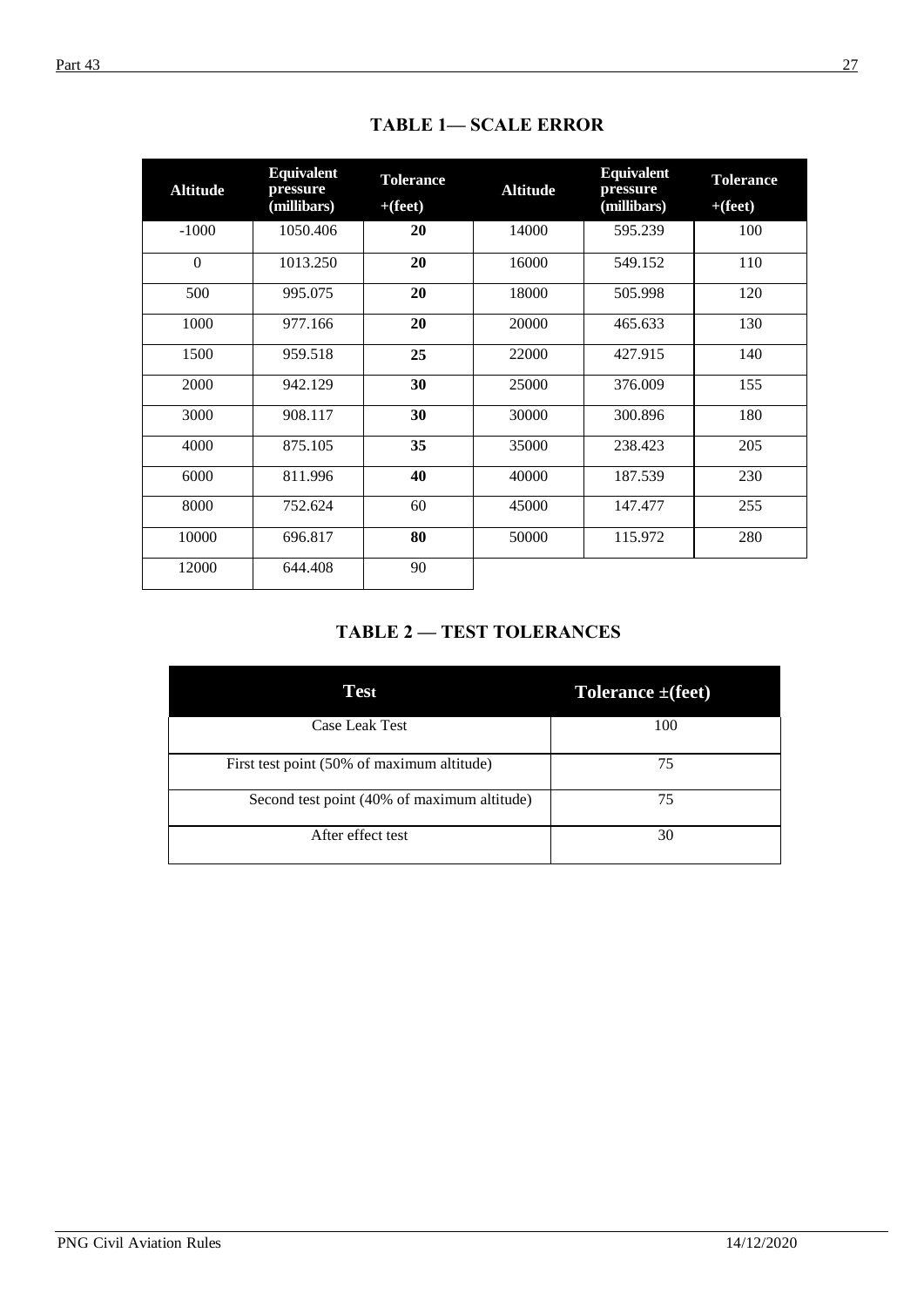## TABLE 1— SCALE ERROR

| Altitude | Equivalent pressure (millibars) | Tolerance +(feet) | Altitude | Equivalent pressure (millibars) | Tolerance +(feet) |
|---|---|---|---|---|---|
| -1000 | 1050.406 | **20** | 14000 | 595.239 | 100 |
| 0 | 1013.250 | **20** | 16000 | 549.152 | 110 |
| 500 | 995.075 | **20** | 18000 | 505.998 | 120 |
| 1000 | 977.166 | **20** | 20000 | 465.633 | 130 |
| 1500 | 959.518 | **25** | 22000 | 427.915 | 140 |
| 2000 | 942.129 | **30** | 25000 | 376.009 | 155 |
| 3000 | 908.117 | **30** | 30000 | 300.896 | 180 |
| 4000 | 875.105 | **35** | 35000 | 238.423 | 205 |
| 6000 | 811.996 | **40** | 40000 | 187.539 | 230 |
| 8000 | 752.624 | 60 | 45000 | 147.477 | 255 |
| 10000 | 696.817 | **80** | 50000 | 115.972 | 280 |
| 12000 | 644.408 | 90 | | | |

## TABLE 2 — TEST TOLERANCES

| Test | Tolerance ±(feet) |
|---|---|
| Case Leak Test | 100 |
| First test point (50% of maximum altitude) | 75 |
| Second test point (40% of maximum altitude) | 75 |
| After effect test | 30 |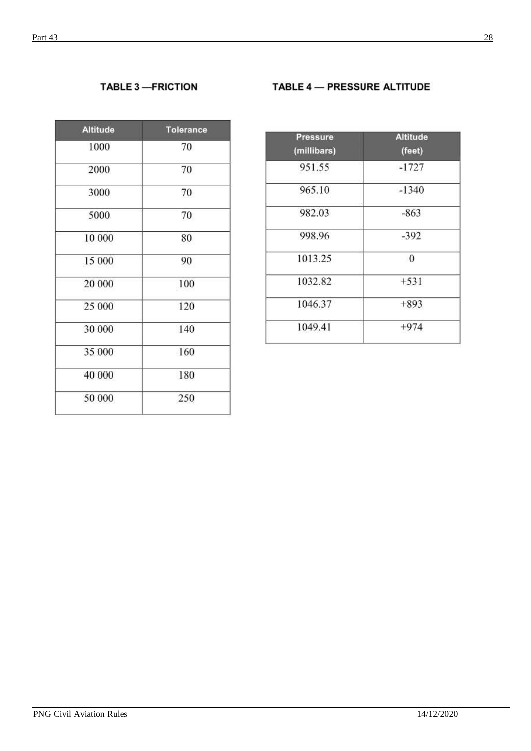### TABLE 3 —FRICTION

| Altitude | Tolerance |
|---|---|
| 1000 | 70 |
| 2000 | 70 |
| 3000 | 70 |
| 5000 | 70 |
| 10 000 | 80 |
| 15 000 | 90 |
| 20 000 | 100 |
| 25 000 | 120 |
| 30 000 | 140 |
| 35 000 | 160 |
| 40 000 | 180 |
| 50 000 | 250 |

### TABLE 4 — PRESSURE ALTITUDE

| Pressure (millibars) | Altitude (feet) |
|---|---|
| 951.55 | -1727 |
| 965.10 | -1340 |
| 982.03 | -863 |
| 998.96 | -392 |
| 1013.25 | 0 |
| 1032.82 | +531 |
| 1046.37 | +893 |
| 1049.41 | +974 |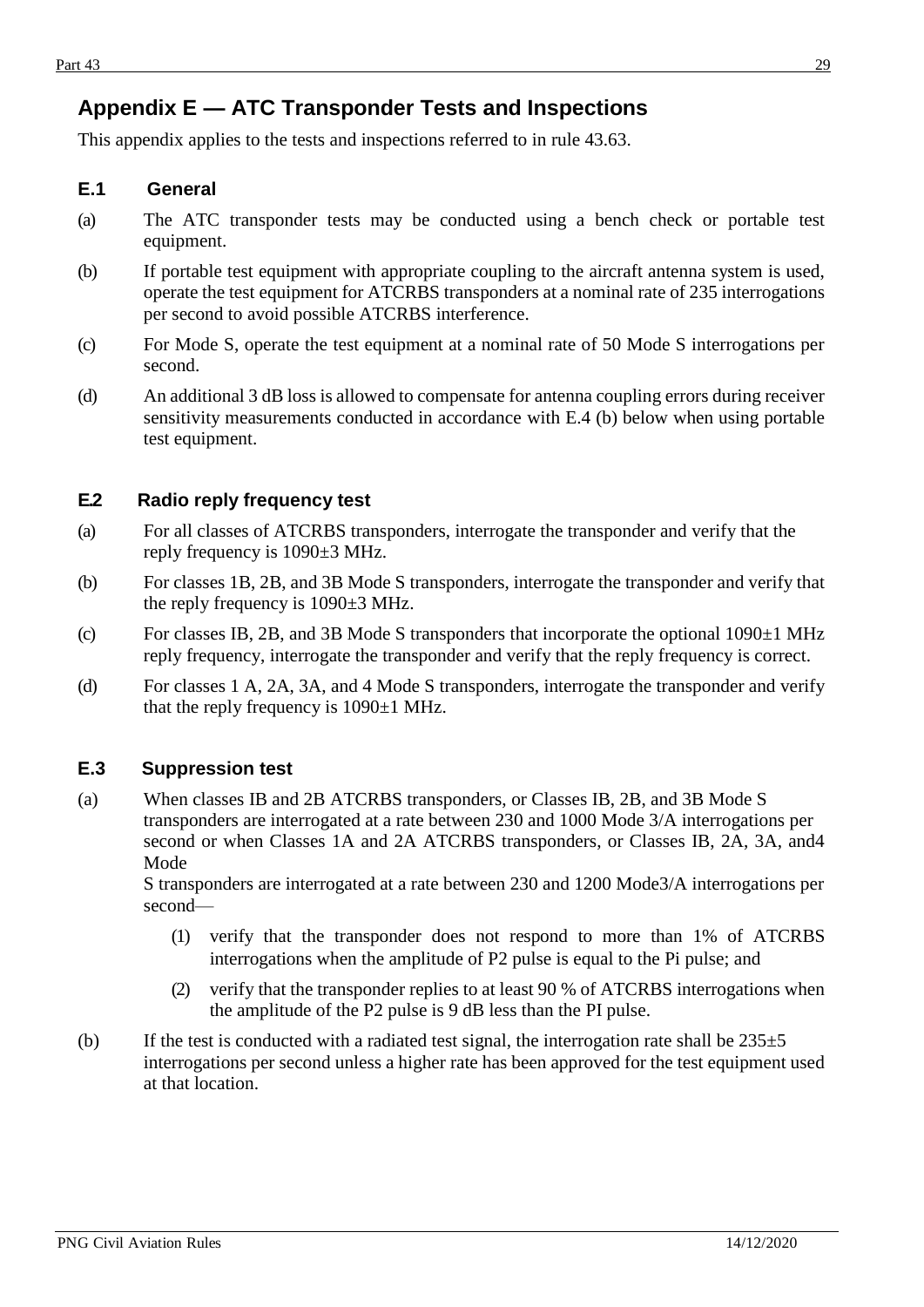## Appendix E — ATC Transponder Tests and Inspections

This appendix applies to the tests and inspections referred to in rule 43.63.

### E.1 General

(a) The ATC transponder tests may be conducted using a bench check or portable test equipment.

(b) If portable test equipment with appropriate coupling to the aircraft antenna system is used, operate the test equipment for ATCRBS transponders at a nominal rate of 235 interrogations per second to avoid possible ATCRBS interference.

(c) For Mode S, operate the test equipment at a nominal rate of 50 Mode S interrogations per second.

(d) An additional 3 dB loss is allowed to compensate for antenna coupling errors during receiver sensitivity measurements conducted in accordance with E.4 (b) below when using portable test equipment.

### E.2 Radio reply frequency test

(a) For all classes of ATCRBS transponders, interrogate the transponder and verify that the reply frequency is 1090±3 MHz.

(b) For classes 1B, 2B, and 3B Mode S transponders, interrogate the transponder and verify that the reply frequency is 1090±3 MHz.

(c) For classes IB, 2B, and 3B Mode S transponders that incorporate the optional 1090±1 MHz reply frequency, interrogate the transponder and verify that the reply frequency is correct.

(d) For classes 1 A, 2A, 3A, and 4 Mode S transponders, interrogate the transponder and verify that the reply frequency is 1090±1 MHz.

### E.3 Suppression test

(a) When classes IB and 2B ATCRBS transponders, or Classes IB, 2B, and 3B Mode S transponders are interrogated at a rate between 230 and 1000 Mode 3/A interrogations per second or when Classes 1A and 2A ATCRBS transponders, or Classes IB, 2A, 3A, and4 Mode S transponders are interrogated at a rate between 230 and 1200 Mode3/A interrogations per second—

(1) verify that the transponder does not respond to more than 1% of ATCRBS interrogations when the amplitude of P2 pulse is equal to the Pi pulse; and

(2) verify that the transponder replies to at least 90 % of ATCRBS interrogations when the amplitude of the P2 pulse is 9 dB less than the PI pulse.

(b) If the test is conducted with a radiated test signal, the interrogation rate shall be 235±5 interrogations per second unless a higher rate has been approved for the test equipment used at that location.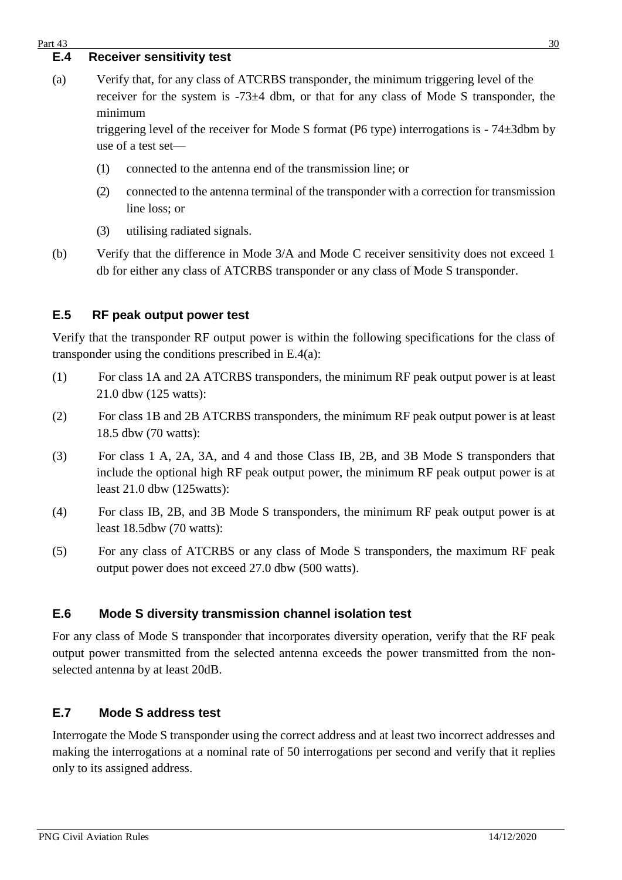### E.4 Receiver sensitivity test

(a) Verify that, for any class of ATCRBS transponder, the minimum triggering level of the receiver for the system is -73±4 dbm, or that for any class of Mode S transponder, the minimum triggering level of the receiver for Mode S format (P6 type) interrogations is - 74±3dbm by use of a test set—

(1) connected to the antenna end of the transmission line; or

(2) connected to the antenna terminal of the transponder with a correction for transmission line loss; or

(3) utilising radiated signals.

(b) Verify that the difference in Mode 3/A and Mode C receiver sensitivity does not exceed 1 db for either any class of ATCRBS transponder or any class of Mode S transponder.

### E.5 RF peak output power test

Verify that the transponder RF output power is within the following specifications for the class of transponder using the conditions prescribed in E.4(a):

(1) For class 1A and 2A ATCRBS transponders, the minimum RF peak output power is at least 21.0 dbw (125 watts):

(2) For class 1B and 2B ATCRBS transponders, the minimum RF peak output power is at least 18.5 dbw (70 watts):

(3) For class 1 A, 2A, 3A, and 4 and those Class IB, 2B, and 3B Mode S transponders that include the optional high RF peak output power, the minimum RF peak output power is at least 21.0 dbw (125watts):

(4) For class IB, 2B, and 3B Mode S transponders, the minimum RF peak output power is at least 18.5dbw (70 watts):

(5) For any class of ATCRBS or any class of Mode S transponders, the maximum RF peak output power does not exceed 27.0 dbw (500 watts).

### E.6 Mode S diversity transmission channel isolation test

For any class of Mode S transponder that incorporates diversity operation, verify that the RF peak output power transmitted from the selected antenna exceeds the power transmitted from the non-selected antenna by at least 20dB.

### E.7 Mode S address test

Interrogate the Mode S transponder using the correct address and at least two incorrect addresses and making the interrogations at a nominal rate of 50 interrogations per second and verify that it replies only to its assigned address.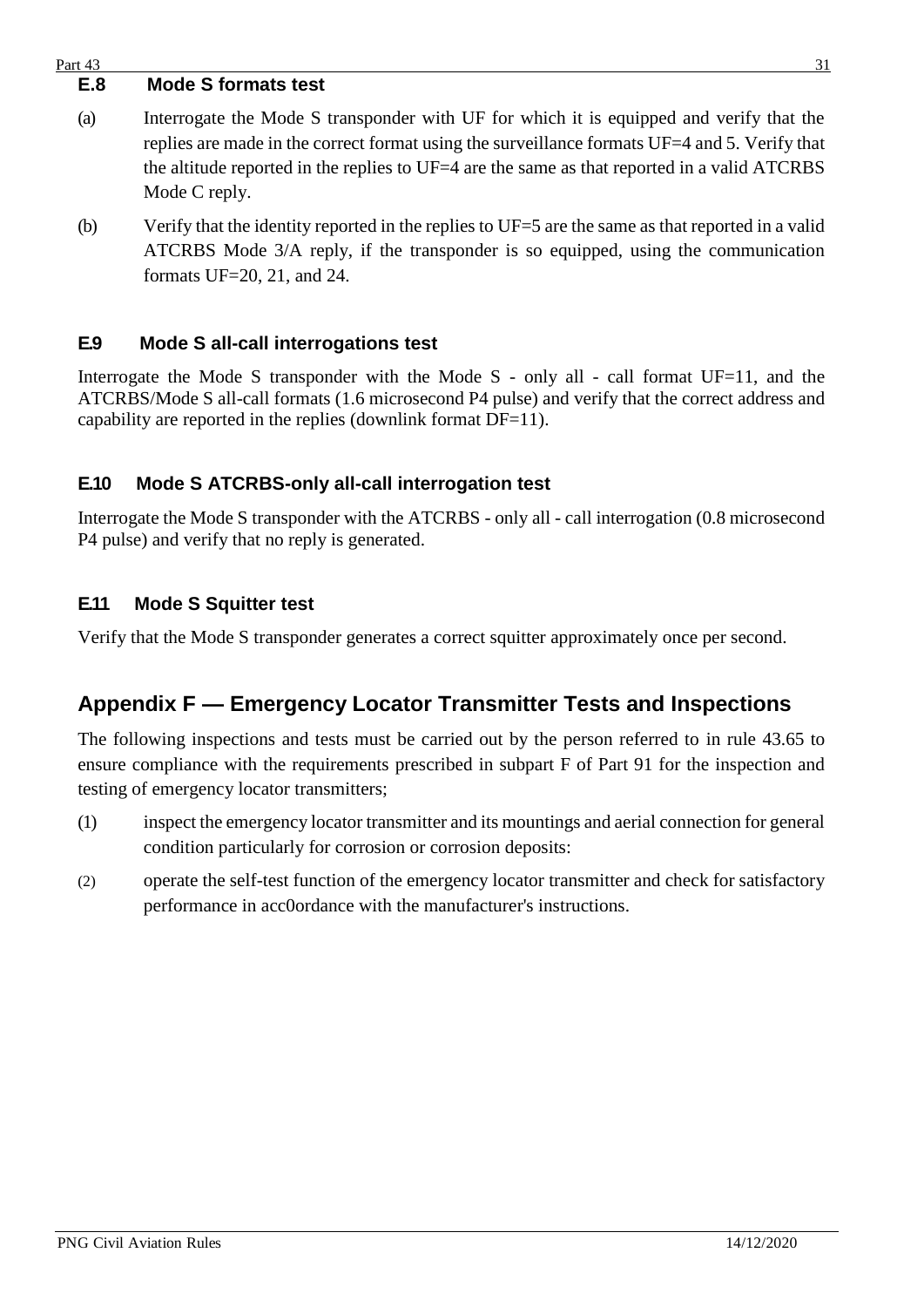### E.8 Mode S formats test

(a) Interrogate the Mode S transponder with UF for which it is equipped and verify that the replies are made in the correct format using the surveillance formats UF=4 and 5. Verify that the altitude reported in the replies to UF=4 are the same as that reported in a valid ATCRBS Mode C reply.

(b) Verify that the identity reported in the replies to UF=5 are the same as that reported in a valid ATCRBS Mode 3/A reply, if the transponder is so equipped, using the communication formats UF=20, 21, and 24.

### E.9 Mode S all-call interrogations test

Interrogate the Mode S transponder with the Mode S - only all - call format UF=11, and the ATCRBS/Mode S all-call formats (1.6 microsecond P4 pulse) and verify that the correct address and capability are reported in the replies (downlink format DF=11).

### E.10 Mode S ATCRBS-only all-call interrogation test

Interrogate the Mode S transponder with the ATCRBS - only all - call interrogation (0.8 microsecond P4 pulse) and verify that no reply is generated.

### E.11 Mode S Squitter test

Verify that the Mode S transponder generates a correct squitter approximately once per second.

## Appendix F — Emergency Locator Transmitter Tests and Inspections

The following inspections and tests must be carried out by the person referred to in rule 43.65 to ensure compliance with the requirements prescribed in subpart F of Part 91 for the inspection and testing of emergency locator transmitters;

(1) inspect the emergency locator transmitter and its mountings and aerial connection for general condition particularly for corrosion or corrosion deposits:

(2) operate the self-test function of the emergency locator transmitter and check for satisfactory performance in acc0ordance with the manufacturer's instructions.